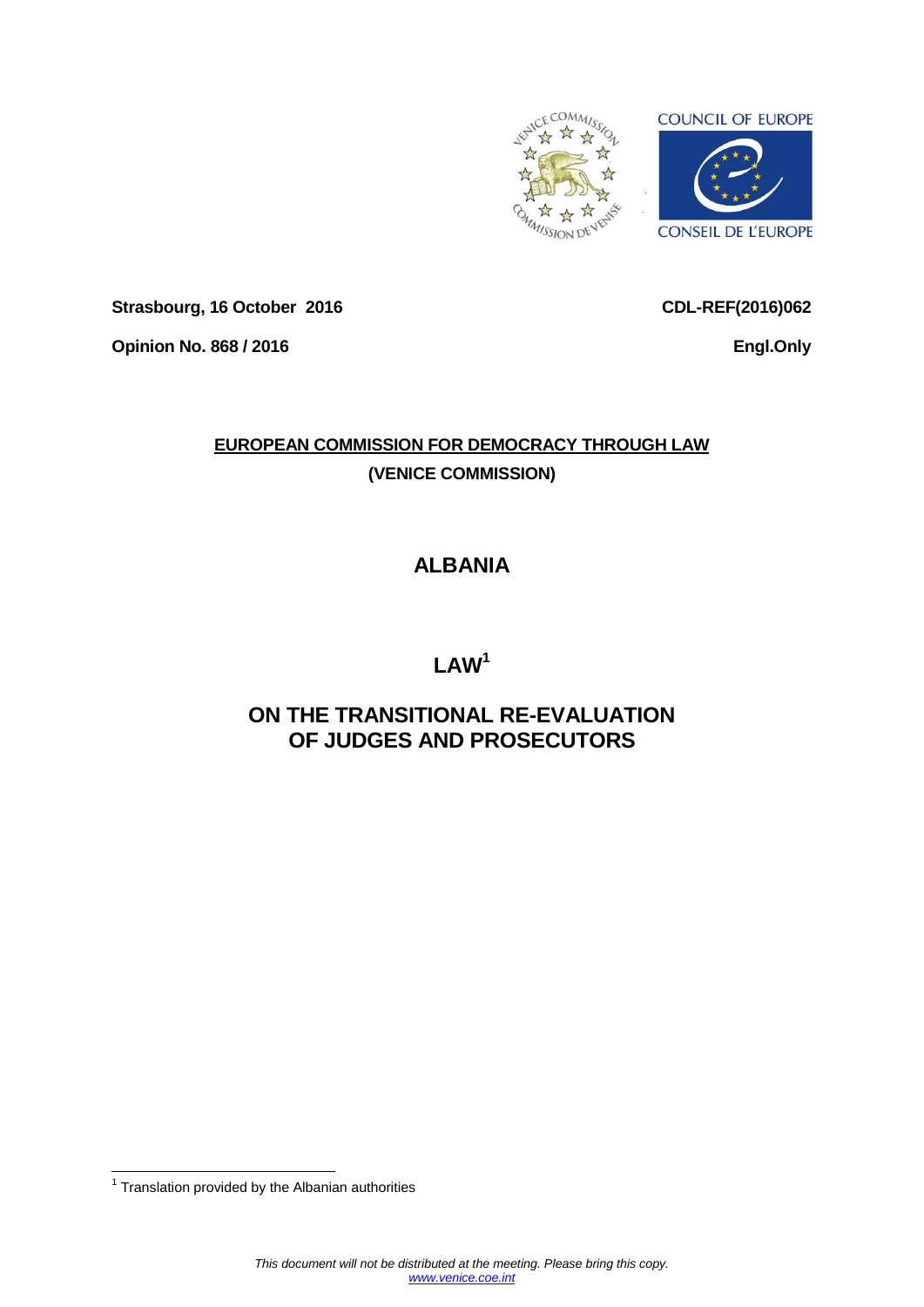Strasbourg, 16 October 2016

CDL-REF(2016)062

Opinion No. 868 / 2016

Engl.Only

**EUROPEAN COMMISSION FOR DEMOCRACY THROUGH LAW**

**(VENICE COMMISSION)**

# ALBANIA

# LAW[1]

# ON THE TRANSITIONAL RE-EVALUATION OF JUDGES AND PROSECUTORS

[1] Translation provided by the Albanian authorities

*This document will not be distributed at the meeting. Please bring this copy.*
*www.venice.coe.int*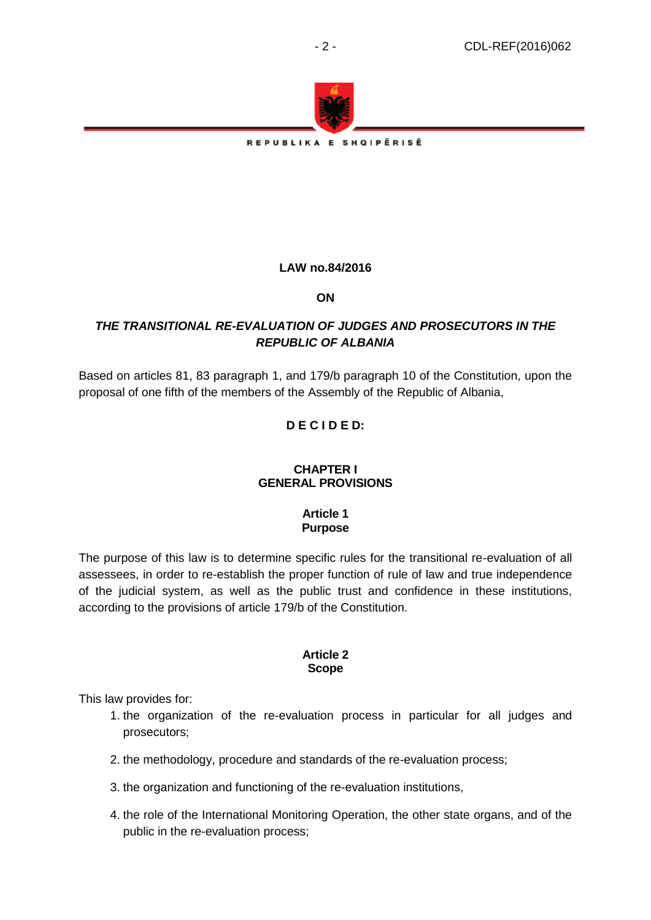REPUBLIKA E SHQIPËRISË

**LAW no.84/2016**

**ON**

***THE TRANSITIONAL RE-EVALUATION OF JUDGES AND PROSECUTORS IN THE REPUBLIC OF ALBANIA***

Based on articles 81, 83 paragraph 1, and 179/b paragraph 10 of the Constitution, upon the proposal of one fifth of the members of the Assembly of the Republic of Albania,

**D E C I D E D:**

## CHAPTER I
## GENERAL PROVISIONS

### Article 1
### Purpose

The purpose of this law is to determine specific rules for the transitional re-evaluation of all assessees, in order to re-establish the proper function of rule of law and true independence of the judicial system, as well as the public trust and confidence in these institutions, according to the provisions of article 179/b of the Constitution.

### Article 2
### Scope

This law provides for:

1. the organization of the re-evaluation process in particular for all judges and prosecutors;
2. the methodology, procedure and standards of the re-evaluation process;
3. the organization and functioning of the re-evaluation institutions,
4. the role of the International Monitoring Operation, the other state organs, and of the public in the re-evaluation process;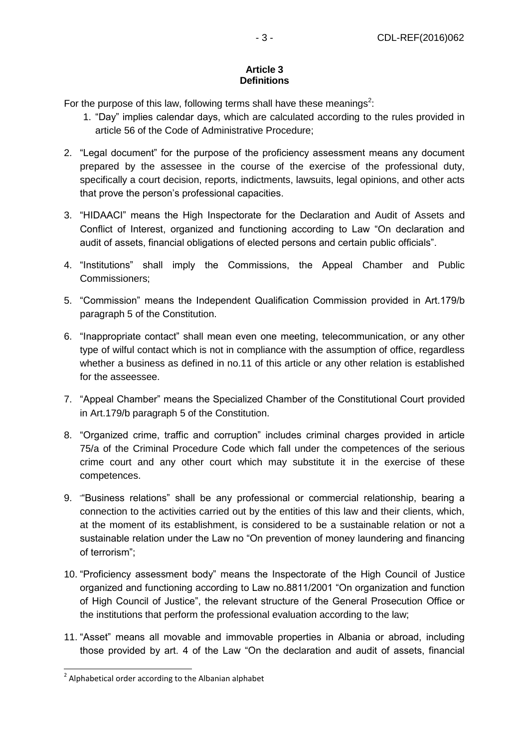**Article 3**
**Definitions**

For the purpose of this law, following terms shall have these meanings[2]:

1. "Day" implies calendar days, which are calculated according to the rules provided in article 56 of the Code of Administrative Procedure;

2. "Legal document" for the purpose of the proficiency assessment means any document prepared by the assessee in the course of the exercise of the professional duty, specifically a court decision, reports, indictments, lawsuits, legal opinions, and other acts that prove the person's professional capacities.

3. "HIDAACI" means the High Inspectorate for the Declaration and Audit of Assets and Conflict of Interest, organized and functioning according to Law "On declaration and audit of assets, financial obligations of elected persons and certain public officials".

4. "Institutions" shall imply the Commissions, the Appeal Chamber and Public Commissioners;

5. "Commission" means the Independent Qualification Commission provided in Art.179/b paragraph 5 of the Constitution.

6. "Inappropriate contact" shall mean even one meeting, telecommunication, or any other type of wilful contact which is not in compliance with the assumption of office, regardless whether a business as defined in no.11 of this article or any other relation is established for the asseessee.

7. "Appeal Chamber" means the Specialized Chamber of the Constitutional Court provided in Art.179/b paragraph 5 of the Constitution.

8. "Organized crime, traffic and corruption" includes criminal charges provided in article 75/a of the Criminal Procedure Code which fall under the competences of the serious crime court and any other court which may substitute it in the exercise of these competences.

9. ""Business relations" shall be any professional or commercial relationship, bearing a connection to the activities carried out by the entities of this law and their clients, which, at the moment of its establishment, is considered to be a sustainable relation or not a sustainable relation under the Law no "On prevention of money laundering and financing of terrorism";

10. "Proficiency assessment body" means the Inspectorate of the High Council of Justice organized and functioning according to Law no.8811/2001 "On organization and function of High Council of Justice", the relevant structure of the General Prosecution Office or the institutions that perform the professional evaluation according to the law;

11. "Asset" means all movable and immovable properties in Albania or abroad, including those provided by art. 4 of the Law "On the declaration and audit of assets, financial

---

[2] Alphabetical order according to the Albanian alphabet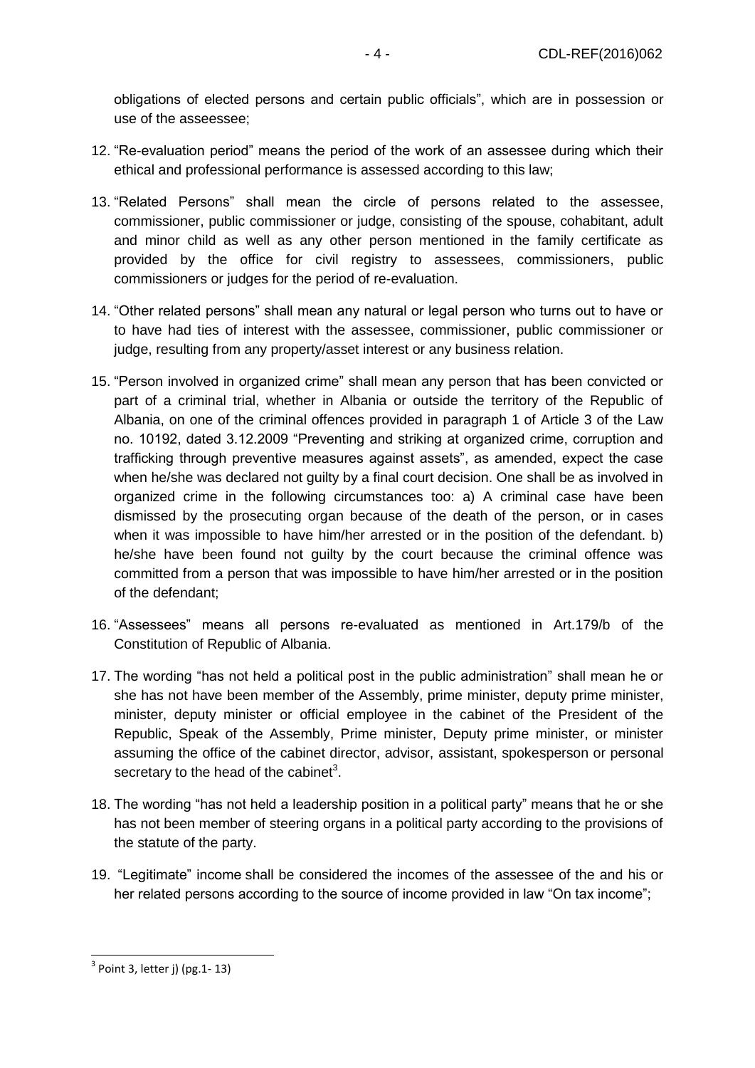obligations of elected persons and certain public officials", which are in possession or use of the asseessee;

12. "Re-evaluation period" means the period of the work of an assessee during which their ethical and professional performance is assessed according to this law;

13. "Related Persons" shall mean the circle of persons related to the assessee, commissioner, public commissioner or judge, consisting of the spouse, cohabitant, adult and minor child as well as any other person mentioned in the family certificate as provided by the office for civil registry to assessees, commissioners, public commissioners or judges for the period of re-evaluation.

14. "Other related persons" shall mean any natural or legal person who turns out to have or to have had ties of interest with the assessee, commissioner, public commissioner or judge, resulting from any property/asset interest or any business relation.

15. "Person involved in organized crime" shall mean any person that has been convicted or part of a criminal trial, whether in Albania or outside the territory of the Republic of Albania, on one of the criminal offences provided in paragraph 1 of Article 3 of the Law no. 10192, dated 3.12.2009 "Preventing and striking at organized crime, corruption and trafficking through preventive measures against assets", as amended, expect the case when he/she was declared not guilty by a final court decision. One shall be as involved in organized crime in the following circumstances too: a) A criminal case have been dismissed by the prosecuting organ because of the death of the person, or in cases when it was impossible to have him/her arrested or in the position of the defendant. b) he/she have been found not guilty by the court because the criminal offence was committed from a person that was impossible to have him/her arrested or in the position of the defendant;

16. "Assessees" means all persons re-evaluated as mentioned in Art.179/b of the Constitution of Republic of Albania.

17. The wording "has not held a political post in the public administration" shall mean he or she has not have been member of the Assembly, prime minister, deputy prime minister, minister, deputy minister or official employee in the cabinet of the President of the Republic, Speak of the Assembly, Prime minister, Deputy prime minister, or minister assuming the office of the cabinet director, advisor, assistant, spokesperson or personal secretary to the head of the cabinet[3].

18. The wording "has not held a leadership position in a political party" means that he or she has not been member of steering organs in a political party according to the provisions of the statute of the party.

19. "Legitimate" income shall be considered the incomes of the assessee of the and his or her related persons according to the source of income provided in law "On tax income";

---

[3] Point 3, letter j) (pg.1- 13)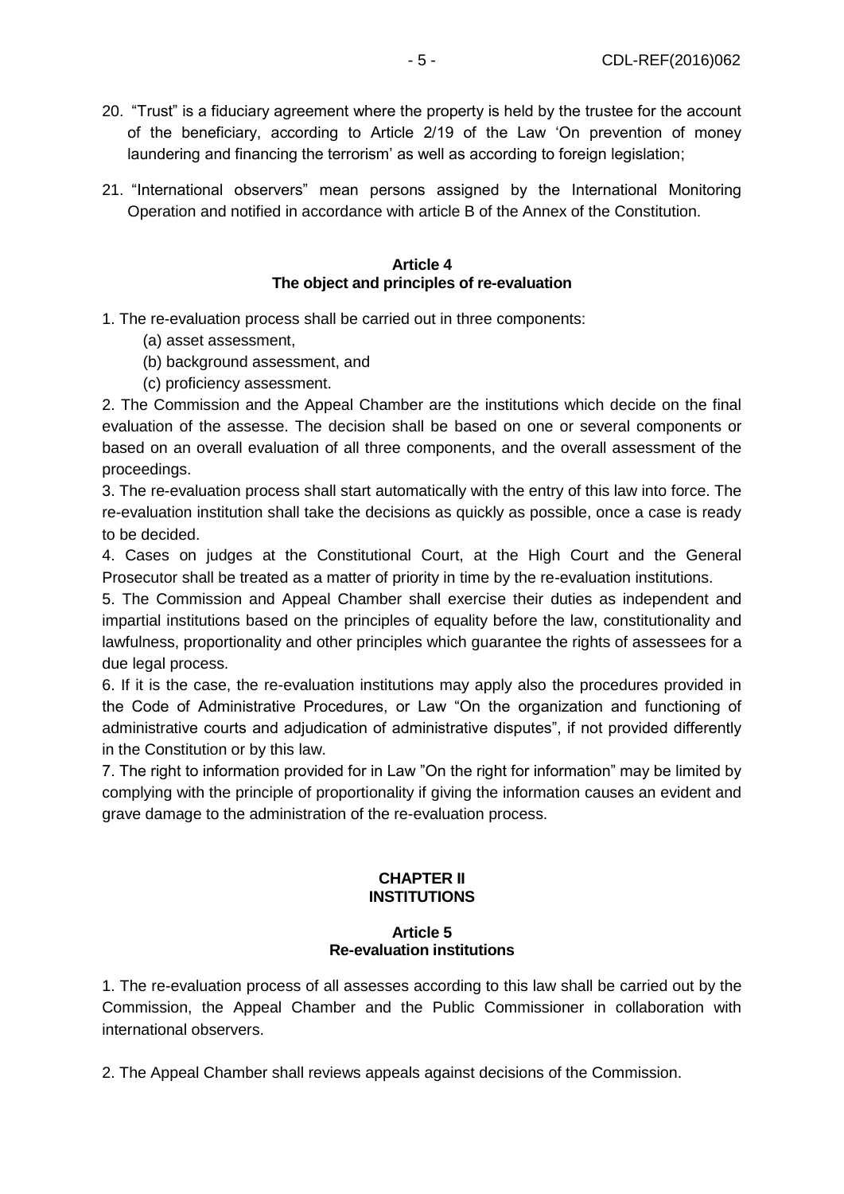20. “Trust” is a fiduciary agreement where the property is held by the trustee for the account of the beneficiary, according to Article 2/19 of the Law ‘On prevention of money laundering and financing the terrorism’ as well as according to foreign legislation;

21. “International observers” mean persons assigned by the International Monitoring Operation and notified in accordance with article B of the Annex of the Constitution.

### Article 4
### The object and principles of re-evaluation

1. The re-evaluation process shall be carried out in three components:
   (a) asset assessment,
   (b) background assessment, and
   (c) proficiency assessment.

2. The Commission and the Appeal Chamber are the institutions which decide on the final evaluation of the assesse. The decision shall be based on one or several components or based on an overall evaluation of all three components, and the overall assessment of the proceedings.

3. The re-evaluation process shall start automatically with the entry of this law into force. The re-evaluation institution shall take the decisions as quickly as possible, once a case is ready to be decided.

4. Cases on judges at the Constitutional Court, at the High Court and the General Prosecutor shall be treated as a matter of priority in time by the re-evaluation institutions.

5. The Commission and Appeal Chamber shall exercise their duties as independent and impartial institutions based on the principles of equality before the law, constitutionality and lawfulness, proportionality and other principles which guarantee the rights of assessees for a due legal process.

6. If it is the case, the re-evaluation institutions may apply also the procedures provided in the Code of Administrative Procedures, or Law “On the organization and functioning of administrative courts and adjudication of administrative disputes”, if not provided differently in the Constitution or by this law.

7. The right to information provided for in Law ”On the right for information” may be limited by complying with the principle of proportionality if giving the information causes an evident and grave damage to the administration of the re-evaluation process.

## CHAPTER II
## INSTITUTIONS

### Article 5
### Re-evaluation institutions

1. The re-evaluation process of all assesses according to this law shall be carried out by the Commission, the Appeal Chamber and the Public Commissioner in collaboration with international observers.

2. The Appeal Chamber shall reviews appeals against decisions of the Commission.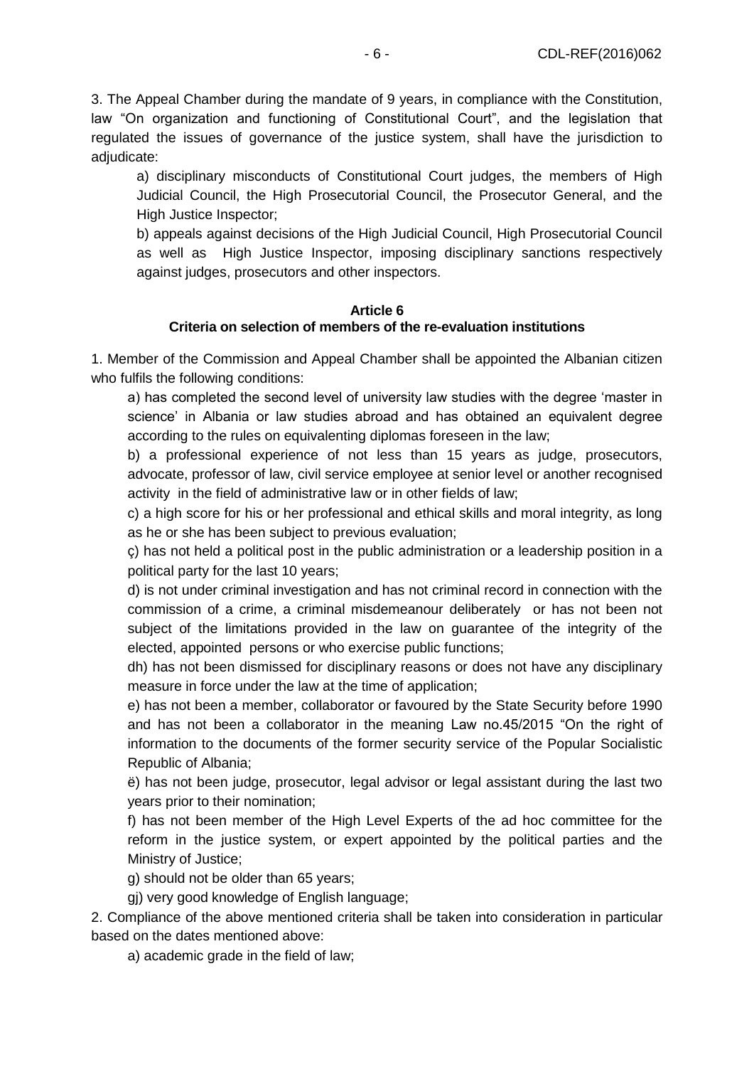3. The Appeal Chamber during the mandate of 9 years, in compliance with the Constitution, law "On organization and functioning of Constitutional Court", and the legislation that regulated the issues of governance of the justice system, shall have the jurisdiction to adjudicate:

a) disciplinary misconducts of Constitutional Court judges, the members of High Judicial Council, the High Prosecutorial Council, the Prosecutor General, and the High Justice Inspector;

b) appeals against decisions of the High Judicial Council, High Prosecutorial Council as well as High Justice Inspector, imposing disciplinary sanctions respectively against judges, prosecutors and other inspectors.

**Article 6**
**Criteria on selection of members of the re-evaluation institutions**

1. Member of the Commission and Appeal Chamber shall be appointed the Albanian citizen who fulfils the following conditions:

a) has completed the second level of university law studies with the degree 'master in science' in Albania or law studies abroad and has obtained an equivalent degree according to the rules on equivalenting diplomas foreseen in the law;

b) a professional experience of not less than 15 years as judge, prosecutors, advocate, professor of law, civil service employee at senior level or another recognised activity in the field of administrative law or in other fields of law;

c) a high score for his or her professional and ethical skills and moral integrity, as long as he or she has been subject to previous evaluation;

ç) has not held a political post in the public administration or a leadership position in a political party for the last 10 years;

d) is not under criminal investigation and has not criminal record in connection with the commission of a crime, a criminal misdemeanour deliberately or has not been not subject of the limitations provided in the law on guarantee of the integrity of the elected, appointed persons or who exercise public functions;

dh) has not been dismissed for disciplinary reasons or does not have any disciplinary measure in force under the law at the time of application;

e) has not been a member, collaborator or favoured by the State Security before 1990 and has not been a collaborator in the meaning Law no.45/2015 "On the right of information to the documents of the former security service of the Popular Socialistic Republic of Albania;

ë) has not been judge, prosecutor, legal advisor or legal assistant during the last two years prior to their nomination;

f) has not been member of the High Level Experts of the ad hoc committee for the reform in the justice system, or expert appointed by the political parties and the Ministry of Justice;

g) should not be older than 65 years;

gj) very good knowledge of English language;

2. Compliance of the above mentioned criteria shall be taken into consideration in particular based on the dates mentioned above:

a) academic grade in the field of law;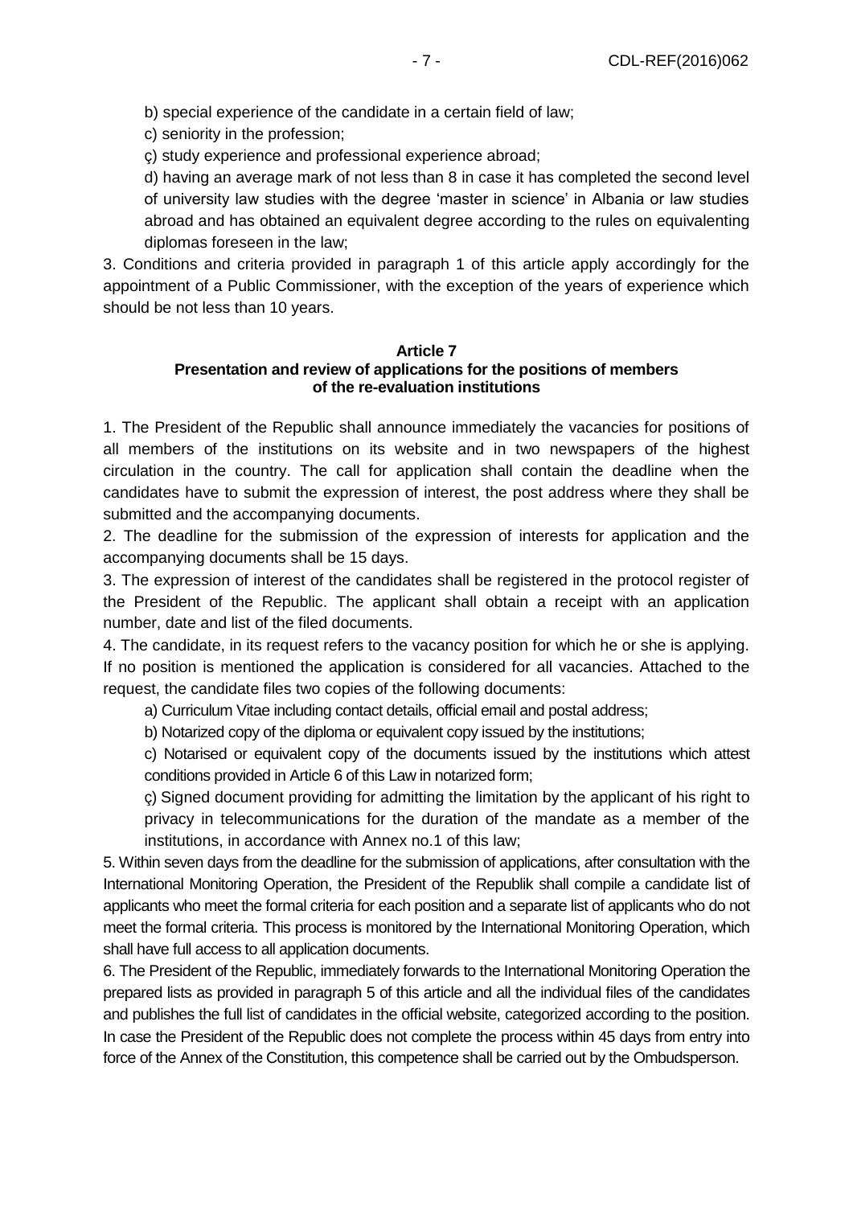b) special experience of the candidate in a certain field of law;

c) seniority in the profession;

ç) study experience and professional experience abroad;

d) having an average mark of not less than 8 in case it has completed the second level of university law studies with the degree 'master in science' in Albania or law studies abroad and has obtained an equivalent degree according to the rules on equivalenting diplomas foreseen in the law;

3. Conditions and criteria provided in paragraph 1 of this article apply accordingly for the appointment of a Public Commissioner, with the exception of the years of experience which should be not less than 10 years.

**Article 7**
**Presentation and review of applications for the positions of members of the re-evaluation institutions**

1. The President of the Republic shall announce immediately the vacancies for positions of all members of the institutions on its website and in two newspapers of the highest circulation in the country. The call for application shall contain the deadline when the candidates have to submit the expression of interest, the post address where they shall be submitted and the accompanying documents.

2. The deadline for the submission of the expression of interests for application and the accompanying documents shall be 15 days.

3. The expression of interest of the candidates shall be registered in the protocol register of the President of the Republic. The applicant shall obtain a receipt with an application number, date and list of the filed documents.

4. The candidate, in its request refers to the vacancy position for which he or she is applying. If no position is mentioned the application is considered for all vacancies. Attached to the request, the candidate files two copies of the following documents:

a) Curriculum Vitae including contact details, official email and postal address;

b) Notarized copy of the diploma or equivalent copy issued by the institutions;

c) Notarised or equivalent copy of the documents issued by the institutions which attest conditions provided in Article 6 of this Law in notarized form;

ç) Signed document providing for admitting the limitation by the applicant of his right to privacy in telecommunications for the duration of the mandate as a member of the institutions, in accordance with Annex no.1 of this law;

5. Within seven days from the deadline for the submission of applications, after consultation with the International Monitoring Operation, the President of the Republik shall compile a candidate list of applicants who meet the formal criteria for each position and a separate list of applicants who do not meet the formal criteria. This process is monitored by the International Monitoring Operation, which shall have full access to all application documents.

6. The President of the Republic, immediately forwards to the International Monitoring Operation the prepared lists as provided in paragraph 5 of this article and all the individual files of the candidates and publishes the full list of candidates in the official website, categorized according to the position. In case the President of the Republic does not complete the process within 45 days from entry into force of the Annex of the Constitution, this competence shall be carried out by the Ombudsperson.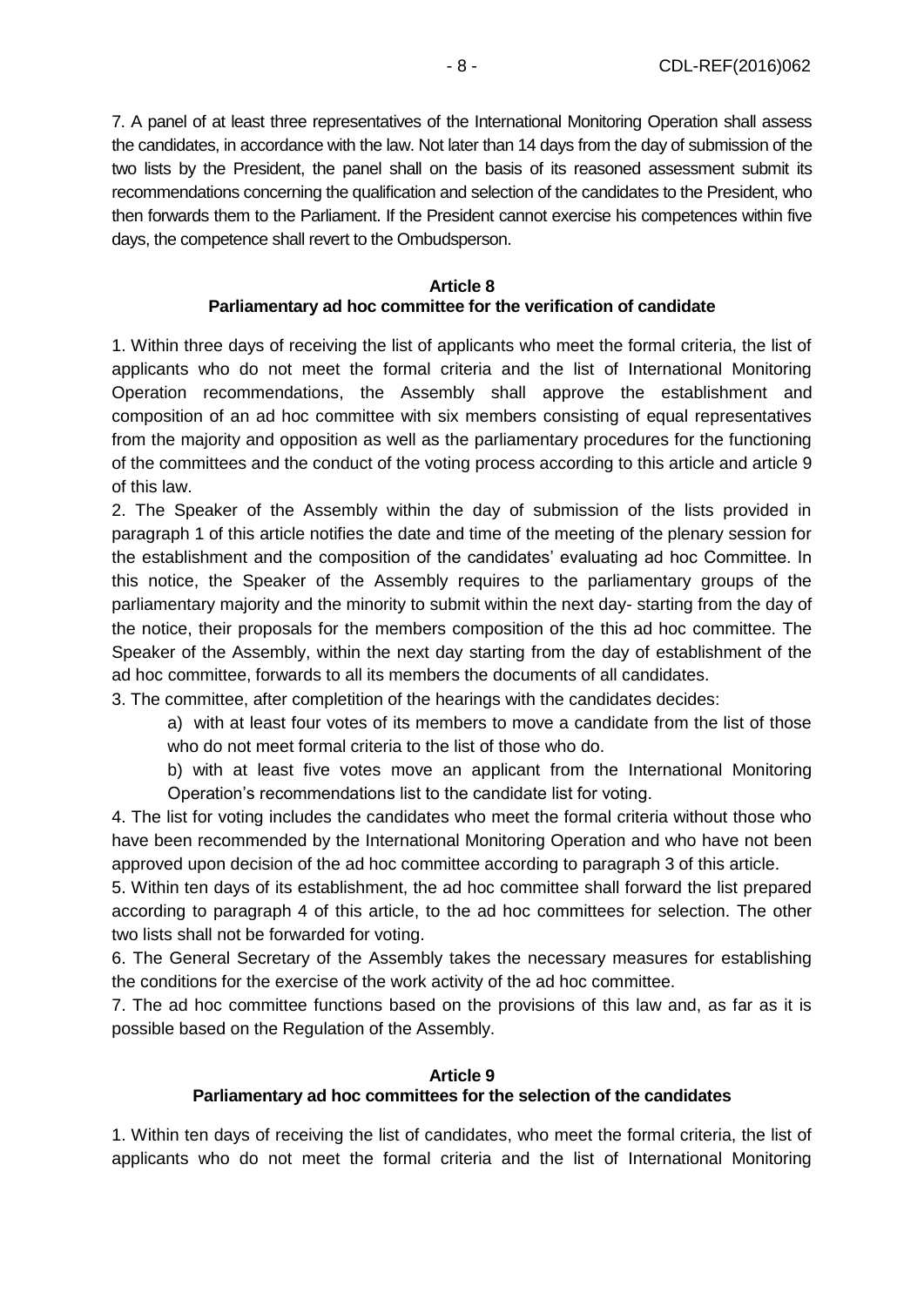7. A panel of at least three representatives of the International Monitoring Operation shall assess the candidates, in accordance with the law. Not later than 14 days from the day of submission of the two lists by the President, the panel shall on the basis of its reasoned assessment submit its recommendations concerning the qualification and selection of the candidates to the President, who then forwards them to the Parliament. If the President cannot exercise his competences within five days, the competence shall revert to the Ombudsperson.

**Article 8**
**Parliamentary ad hoc committee for the verification of candidate**

1. Within three days of receiving the list of applicants who meet the formal criteria, the list of applicants who do not meet the formal criteria and the list of International Monitoring Operation recommendations, the Assembly shall approve the establishment and composition of an ad hoc committee with six members consisting of equal representatives from the majority and opposition as well as the parliamentary procedures for the functioning of the committees and the conduct of the voting process according to this article and article 9 of this law.

2. The Speaker of the Assembly within the day of submission of the lists provided in paragraph 1 of this article notifies the date and time of the meeting of the plenary session for the establishment and the composition of the candidates' evaluating ad hoc Committee. In this notice, the Speaker of the Assembly requires to the parliamentary groups of the parliamentary majority and the minority to submit within the next day- starting from the day of the notice, their proposals for the members composition of the this ad hoc committee. The Speaker of the Assembly, within the next day starting from the day of establishment of the ad hoc committee, forwards to all its members the documents of all candidates.

3. The committee, after completition of the hearings with the candidates decides:

   a) with at least four votes of its members to move a candidate from the list of those who do not meet formal criteria to the list of those who do.

   b) with at least five votes move an applicant from the International Monitoring Operation's recommendations list to the candidate list for voting.

4. The list for voting includes the candidates who meet the formal criteria without those who have been recommended by the International Monitoring Operation and who have not been approved upon decision of the ad hoc committee according to paragraph 3 of this article.

5. Within ten days of its establishment, the ad hoc committee shall forward the list prepared according to paragraph 4 of this article, to the ad hoc committees for selection. The other two lists shall not be forwarded for voting.

6. The General Secretary of the Assembly takes the necessary measures for establishing the conditions for the exercise of the work activity of the ad hoc committee.

7. The ad hoc committee functions based on the provisions of this law and, as far as it is possible based on the Regulation of the Assembly.

**Article 9**
**Parliamentary ad hoc committees for the selection of the candidates**

1. Within ten days of receiving the list of candidates, who meet the formal criteria, the list of applicants who do not meet the formal criteria and the list of International Monitoring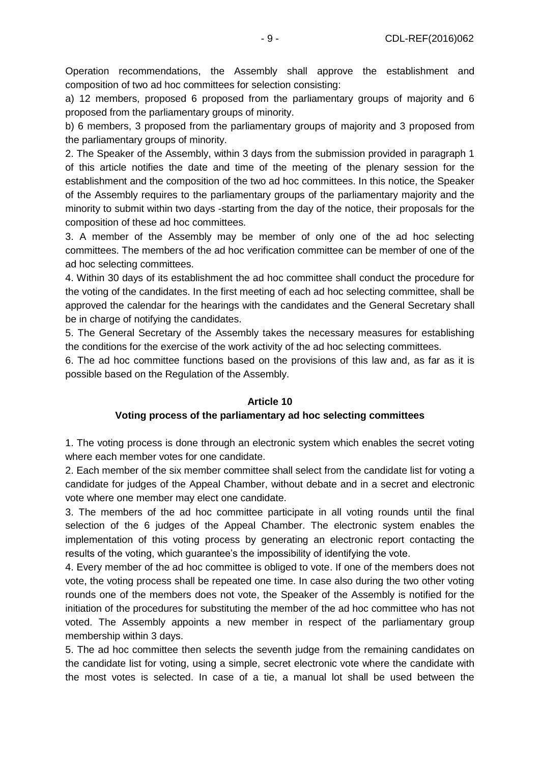Operation recommendations, the Assembly shall approve the establishment and composition of two ad hoc committees for selection consisting:

a) 12 members, proposed 6 proposed from the parliamentary groups of majority and 6 proposed from the parliamentary groups of minority.

b) 6 members, 3 proposed from the parliamentary groups of majority and 3 proposed from the parliamentary groups of minority.

2. The Speaker of the Assembly, within 3 days from the submission provided in paragraph 1 of this article notifies the date and time of the meeting of the plenary session for the establishment and the composition of the two ad hoc committees. In this notice, the Speaker of the Assembly requires to the parliamentary groups of the parliamentary majority and the minority to submit within two days -starting from the day of the notice, their proposals for the composition of these ad hoc committees.

3. A member of the Assembly may be member of only one of the ad hoc selecting committees. The members of the ad hoc verification committee can be member of one of the ad hoc selecting committees.

4. Within 30 days of its establishment the ad hoc committee shall conduct the procedure for the voting of the candidates. In the first meeting of each ad hoc selecting committee, shall be approved the calendar for the hearings with the candidates and the General Secretary shall be in charge of notifying the candidates.

5. The General Secretary of the Assembly takes the necessary measures for establishing the conditions for the exercise of the work activity of the ad hoc selecting committees.

6. The ad hoc committee functions based on the provisions of this law and, as far as it is possible based on the Regulation of the Assembly.

**Article 10**

**Voting process of the parliamentary ad hoc selecting committees**

1. The voting process is done through an electronic system which enables the secret voting where each member votes for one candidate.

2. Each member of the six member committee shall select from the candidate list for voting a candidate for judges of the Appeal Chamber, without debate and in a secret and electronic vote where one member may elect one candidate.

3. The members of the ad hoc committee participate in all voting rounds until the final selection of the 6 judges of the Appeal Chamber. The electronic system enables the implementation of this voting process by generating an electronic report contacting the results of the voting, which guarantee's the impossibility of identifying the vote.

4. Every member of the ad hoc committee is obliged to vote. If one of the members does not vote, the voting process shall be repeated one time. In case also during the two other voting rounds one of the members does not vote, the Speaker of the Assembly is notified for the initiation of the procedures for substituting the member of the ad hoc committee who has not voted. The Assembly appoints a new member in respect of the parliamentary group membership within 3 days.

5. The ad hoc committee then selects the seventh judge from the remaining candidates on the candidate list for voting, using a simple, secret electronic vote where the candidate with the most votes is selected. In case of a tie, a manual lot shall be used between the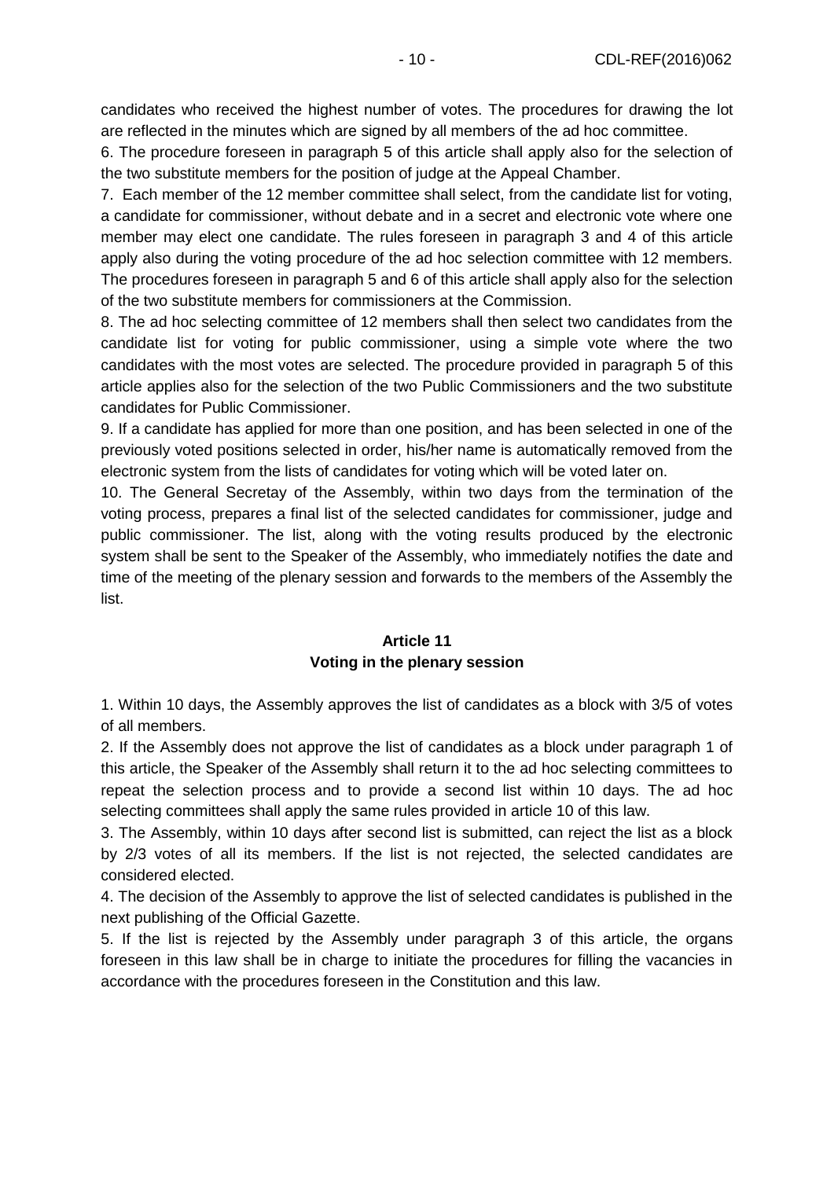candidates who received the highest number of votes. The procedures for drawing the lot are reflected in the minutes which are signed by all members of the ad hoc committee.

6. The procedure foreseen in paragraph 5 of this article shall apply also for the selection of the two substitute members for the position of judge at the Appeal Chamber.

7. Each member of the 12 member committee shall select, from the candidate list for voting, a candidate for commissioner, without debate and in a secret and electronic vote where one member may elect one candidate. The rules foreseen in paragraph 3 and 4 of this article apply also during the voting procedure of the ad hoc selection committee with 12 members. The procedures foreseen in paragraph 5 and 6 of this article shall apply also for the selection of the two substitute members for commissioners at the Commission.

8. The ad hoc selecting committee of 12 members shall then select two candidates from the candidate list for voting for public commissioner, using a simple vote where the two candidates with the most votes are selected. The procedure provided in paragraph 5 of this article applies also for the selection of the two Public Commissioners and the two substitute candidates for Public Commissioner.

9. If a candidate has applied for more than one position, and has been selected in one of the previously voted positions selected in order, his/her name is automatically removed from the electronic system from the lists of candidates for voting which will be voted later on.

10. The General Secretay of the Assembly, within two days from the termination of the voting process, prepares a final list of the selected candidates for commissioner, judge and public commissioner. The list, along with the voting results produced by the electronic system shall be sent to the Speaker of the Assembly, who immediately notifies the date and time of the meeting of the plenary session and forwards to the members of the Assembly the list.

### Article 11
### Voting in the plenary session

1. Within 10 days, the Assembly approves the list of candidates as a block with 3/5 of votes of all members.

2. If the Assembly does not approve the list of candidates as a block under paragraph 1 of this article, the Speaker of the Assembly shall return it to the ad hoc selecting committees to repeat the selection process and to provide a second list within 10 days. The ad hoc selecting committees shall apply the same rules provided in article 10 of this law.

3. The Assembly, within 10 days after second list is submitted, can reject the list as a block by 2/3 votes of all its members. If the list is not rejected, the selected candidates are considered elected.

4. The decision of the Assembly to approve the list of selected candidates is published in the next publishing of the Official Gazette.

5. If the list is rejected by the Assembly under paragraph 3 of this article, the organs foreseen in this law shall be in charge to initiate the procedures for filling the vacancies in accordance with the procedures foreseen in the Constitution and this law.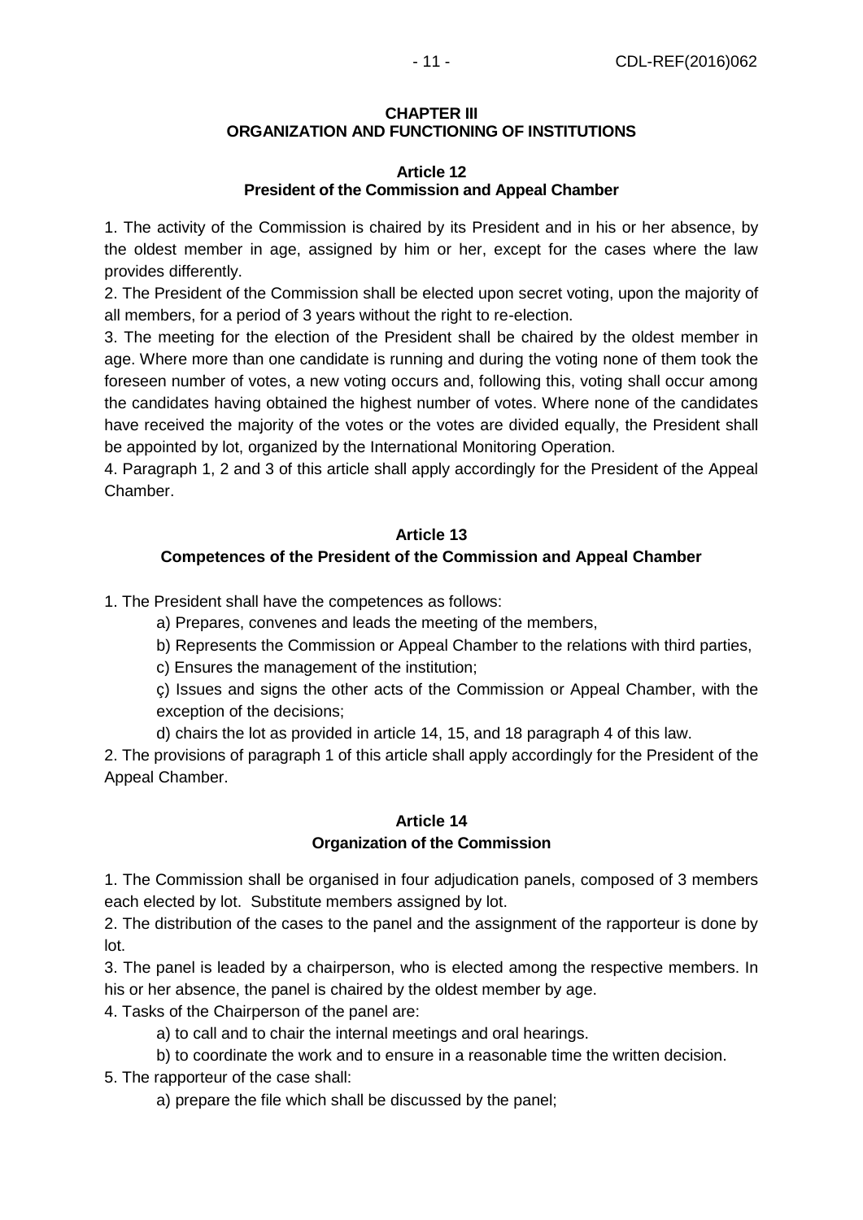## CHAPTER III
## ORGANIZATION AND FUNCTIONING OF INSTITUTIONS

### Article 12
### President of the Commission and Appeal Chamber

1. The activity of the Commission is chaired by its President and in his or her absence, by the oldest member in age, assigned by him or her, except for the cases where the law provides differently.
2. The President of the Commission shall be elected upon secret voting, upon the majority of all members, for a period of 3 years without the right to re-election.
3. The meeting for the election of the President shall be chaired by the oldest member in age. Where more than one candidate is running and during the voting none of them took the foreseen number of votes, a new voting occurs and, following this, voting shall occur among the candidates having obtained the highest number of votes. Where none of the candidates have received the majority of the votes or the votes are divided equally, the President shall be appointed by lot, organized by the International Monitoring Operation.
4. Paragraph 1, 2 and 3 of this article shall apply accordingly for the President of the Appeal Chamber.

### Article 13
### Competences of the President of the Commission and Appeal Chamber

1. The President shall have the competences as follows:
   - a) Prepares, convenes and leads the meeting of the members,
   - b) Represents the Commission or Appeal Chamber to the relations with third parties,
   - c) Ensures the management of the institution;
   - ç) Issues and signs the other acts of the Commission or Appeal Chamber, with the exception of the decisions;
   - d) chairs the lot as provided in article 14, 15, and 18 paragraph 4 of this law.
2. The provisions of paragraph 1 of this article shall apply accordingly for the President of the Appeal Chamber.

### Article 14
### Organization of the Commission

1. The Commission shall be organised in four adjudication panels, composed of 3 members each elected by lot. Substitute members assigned by lot.
2. The distribution of the cases to the panel and the assignment of the rapporteur is done by lot.
3. The panel is leaded by a chairperson, who is elected among the respective members. In his or her absence, the panel is chaired by the oldest member by age.
4. Tasks of the Chairperson of the panel are:
   - a) to call and to chair the internal meetings and oral hearings.
   - b) to coordinate the work and to ensure in a reasonable time the written decision.
5. The rapporteur of the case shall:
   - a) prepare the file which shall be discussed by the panel;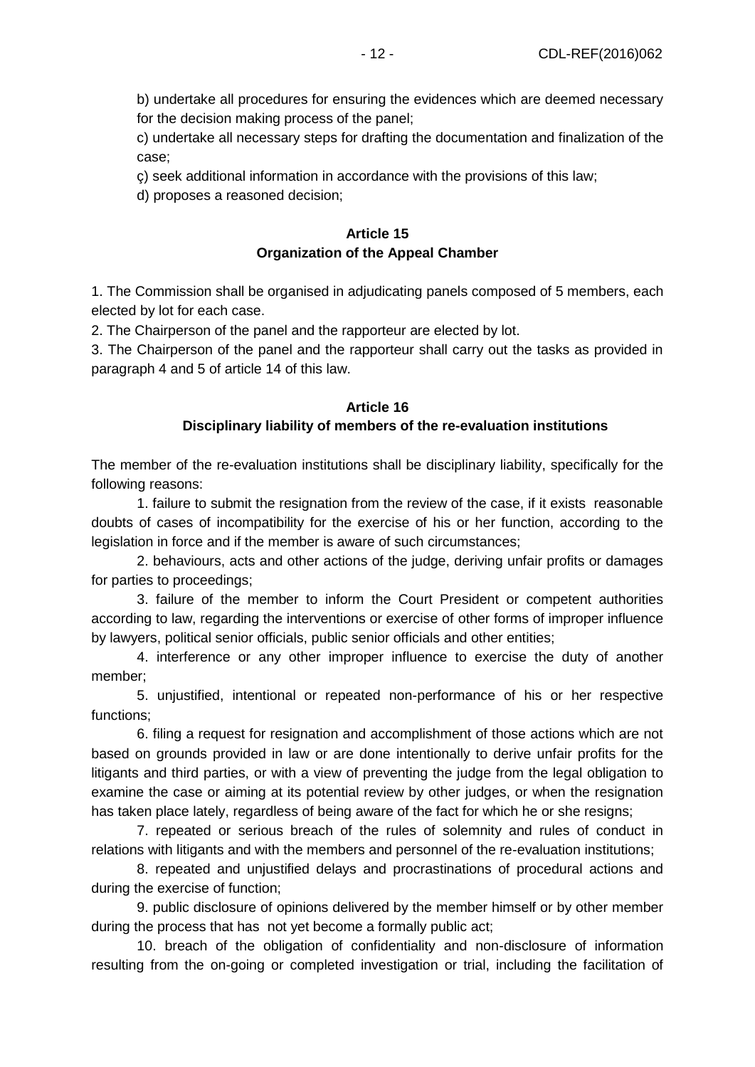b) undertake all procedures for ensuring the evidences which are deemed necessary for the decision making process of the panel;

c) undertake all necessary steps for drafting the documentation and finalization of the case;

ç) seek additional information in accordance with the provisions of this law;

d) proposes a reasoned decision;

**Article 15**
**Organization of the Appeal Chamber**

1. The Commission shall be organised in adjudicating panels composed of 5 members, each elected by lot for each case.
2. The Chairperson of the panel and the rapporteur are elected by lot.
3. The Chairperson of the panel and the rapporteur shall carry out the tasks as provided in paragraph 4 and 5 of article 14 of this law.

**Article 16**
**Disciplinary liability of members of the re-evaluation institutions**

The member of the re-evaluation institutions shall be disciplinary liability, specifically for the following reasons:

1. failure to submit the resignation from the review of the case, if it exists reasonable doubts of cases of incompatibility for the exercise of his or her function, according to the legislation in force and if the member is aware of such circumstances;

2. behaviours, acts and other actions of the judge, deriving unfair profits or damages for parties to proceedings;

3. failure of the member to inform the Court President or competent authorities according to law, regarding the interventions or exercise of other forms of improper influence by lawyers, political senior officials, public senior officials and other entities;

4. interference or any other improper influence to exercise the duty of another member;

5. unjustified, intentional or repeated non-performance of his or her respective functions;

6. filing a request for resignation and accomplishment of those actions which are not based on grounds provided in law or are done intentionally to derive unfair profits for the litigants and third parties, or with a view of preventing the judge from the legal obligation to examine the case or aiming at its potential review by other judges, or when the resignation has taken place lately, regardless of being aware of the fact for which he or she resigns;

7. repeated or serious breach of the rules of solemnity and rules of conduct in relations with litigants and with the members and personnel of the re-evaluation institutions;

8. repeated and unjustified delays and procrastinations of procedural actions and during the exercise of function;

9. public disclosure of opinions delivered by the member himself or by other member during the process that has not yet become a formally public act;

10. breach of the obligation of confidentiality and non-disclosure of information resulting from the on-going or completed investigation or trial, including the facilitation of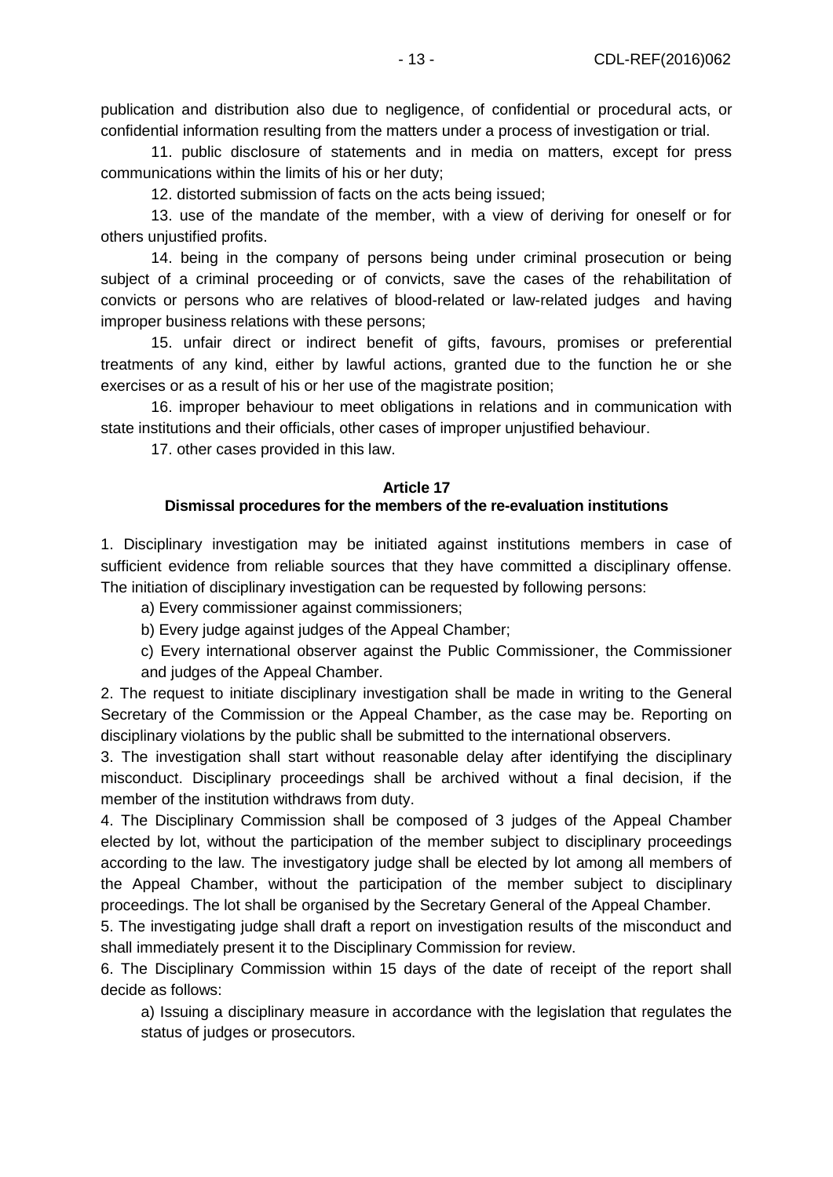publication and distribution also due to negligence, of confidential or procedural acts, or confidential information resulting from the matters under a process of investigation or trial.

11. public disclosure of statements and in media on matters, except for press communications within the limits of his or her duty;

12. distorted submission of facts on the acts being issued;

13. use of the mandate of the member, with a view of deriving for oneself or for others unjustified profits.

14. being in the company of persons being under criminal prosecution or being subject of a criminal proceeding or of convicts, save the cases of the rehabilitation of convicts or persons who are relatives of blood-related or law-related judges and having improper business relations with these persons;

15. unfair direct or indirect benefit of gifts, favours, promises or preferential treatments of any kind, either by lawful actions, granted due to the function he or she exercises or as a result of his or her use of the magistrate position;

16. improper behaviour to meet obligations in relations and in communication with state institutions and their officials, other cases of improper unjustified behaviour.

17. other cases provided in this law.

**Article 17**
**Dismissal procedures for the members of the re-evaluation institutions**

1. Disciplinary investigation may be initiated against institutions members in case of sufficient evidence from reliable sources that they have committed a disciplinary offense. The initiation of disciplinary investigation can be requested by following persons:

   a) Every commissioner against commissioners;

   b) Every judge against judges of the Appeal Chamber;

   c) Every international observer against the Public Commissioner, the Commissioner and judges of the Appeal Chamber.

2. The request to initiate disciplinary investigation shall be made in writing to the General Secretary of the Commission or the Appeal Chamber, as the case may be. Reporting on disciplinary violations by the public shall be submitted to the international observers.

3. The investigation shall start without reasonable delay after identifying the disciplinary misconduct. Disciplinary proceedings shall be archived without a final decision, if the member of the institution withdraws from duty.

4. The Disciplinary Commission shall be composed of 3 judges of the Appeal Chamber elected by lot, without the participation of the member subject to disciplinary proceedings according to the law. The investigatory judge shall be elected by lot among all members of the Appeal Chamber, without the participation of the member subject to disciplinary proceedings. The lot shall be organised by the Secretary General of the Appeal Chamber.

5. The investigating judge shall draft a report on investigation results of the misconduct and shall immediately present it to the Disciplinary Commission for review.

6. The Disciplinary Commission within 15 days of the date of receipt of the report shall decide as follows:

   a) Issuing a disciplinary measure in accordance with the legislation that regulates the status of judges or prosecutors.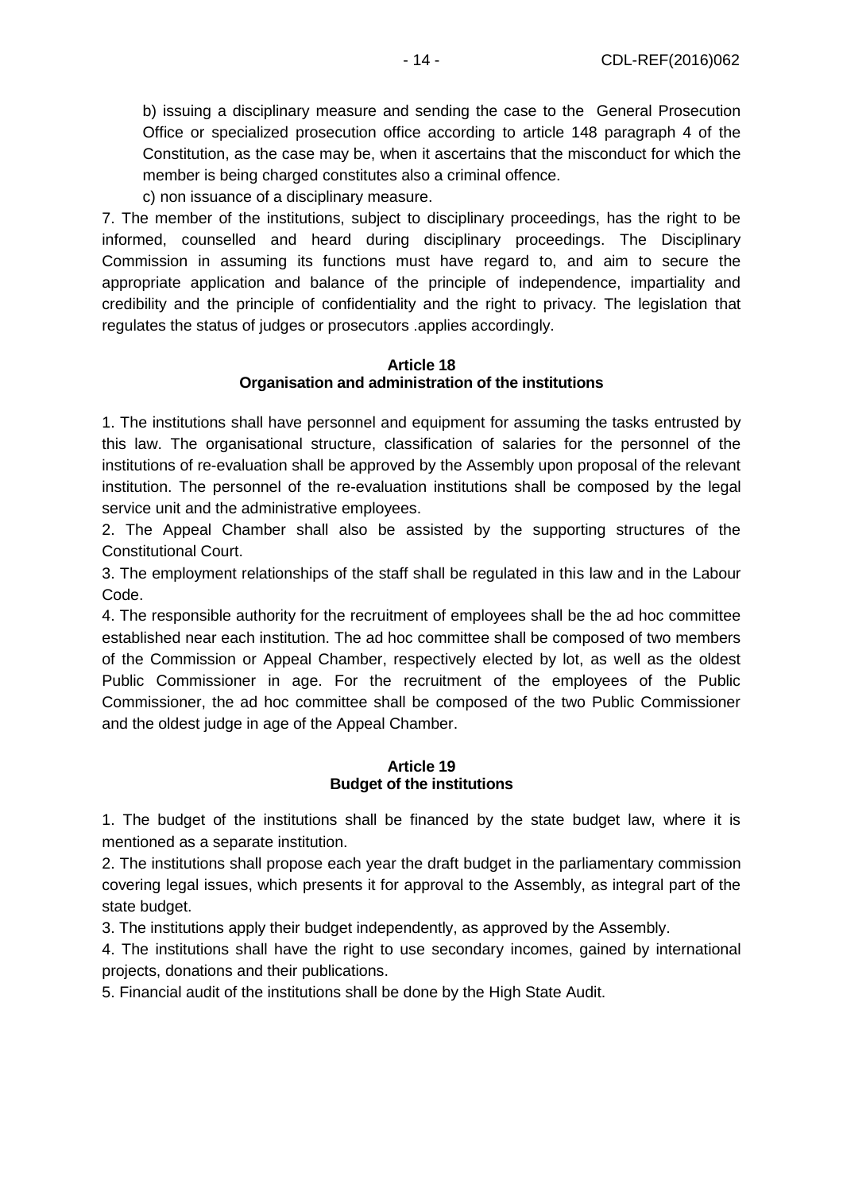b) issuing a disciplinary measure and sending the case to the General Prosecution Office or specialized prosecution office according to article 148 paragraph 4 of the Constitution, as the case may be, when it ascertains that the misconduct for which the member is being charged constitutes also a criminal offence.

c) non issuance of a disciplinary measure.

7. The member of the institutions, subject to disciplinary proceedings, has the right to be informed, counselled and heard during disciplinary proceedings. The Disciplinary Commission in assuming its functions must have regard to, and aim to secure the appropriate application and balance of the principle of independence, impartiality and credibility and the principle of confidentiality and the right to privacy. The legislation that regulates the status of judges or prosecutors .applies accordingly.

**Article 18**
**Organisation and administration of the institutions**

1. The institutions shall have personnel and equipment for assuming the tasks entrusted by this law. The organisational structure, classification of salaries for the personnel of the institutions of re-evaluation shall be approved by the Assembly upon proposal of the relevant institution. The personnel of the re-evaluation institutions shall be composed by the legal service unit and the administrative employees.

2. The Appeal Chamber shall also be assisted by the supporting structures of the Constitutional Court.

3. The employment relationships of the staff shall be regulated in this law and in the Labour Code.

4. The responsible authority for the recruitment of employees shall be the ad hoc committee established near each institution. The ad hoc committee shall be composed of two members of the Commission or Appeal Chamber, respectively elected by lot, as well as the oldest Public Commissioner in age. For the recruitment of the employees of the Public Commissioner, the ad hoc committee shall be composed of the two Public Commissioner and the oldest judge in age of the Appeal Chamber.

**Article 19**
**Budget of the institutions**

1. The budget of the institutions shall be financed by the state budget law, where it is mentioned as a separate institution.

2. The institutions shall propose each year the draft budget in the parliamentary commission covering legal issues, which presents it for approval to the Assembly, as integral part of the state budget.

3. The institutions apply their budget independently, as approved by the Assembly.

4. The institutions shall have the right to use secondary incomes, gained by international projects, donations and their publications.

5. Financial audit of the institutions shall be done by the High State Audit.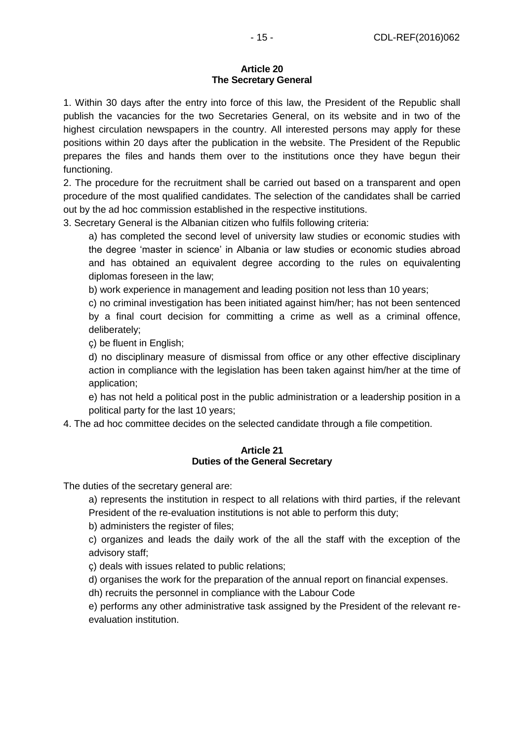### Article 20
### The Secretary General

1. Within 30 days after the entry into force of this law, the President of the Republic shall publish the vacancies for the two Secretaries General, on its website and in two of the highest circulation newspapers in the country. All interested persons may apply for these positions within 20 days after the publication in the website. The President of the Republic prepares the files and hands them over to the institutions once they have begun their functioning.
2. The procedure for the recruitment shall be carried out based on a transparent and open procedure of the most qualified candidates. The selection of the candidates shall be carried out by the ad hoc commission established in the respective institutions.
3. Secretary General is the Albanian citizen who fulfils following criteria:

   a) has completed the second level of university law studies or economic studies with the degree 'master in science' in Albania or law studies or economic studies abroad and has obtained an equivalent degree according to the rules on equivalenting diplomas foreseen in the law;

   b) work experience in management and leading position not less than 10 years;

   c) no criminal investigation has been initiated against him/her; has not been sentenced by a final court decision for committing a crime as well as a criminal offence, deliberately;

   ç) be fluent in English;

   d) no disciplinary measure of dismissal from office or any other effective disciplinary action in compliance with the legislation has been taken against him/her at the time of application;

   e) has not held a political post in the public administration or a leadership position in a political party for the last 10 years;

4. The ad hoc committee decides on the selected candidate through a file competition.

### Article 21
### Duties of the General Secretary

The duties of the secretary general are:

a) represents the institution in respect to all relations with third parties, if the relevant President of the re-evaluation institutions is not able to perform this duty;

b) administers the register of files;

c) organizes and leads the daily work of the all the staff with the exception of the advisory staff;

ç) deals with issues related to public relations;

d) organises the work for the preparation of the annual report on financial expenses.

dh) recruits the personnel in compliance with the Labour Code

e) performs any other administrative task assigned by the President of the relevant re-evaluation institution.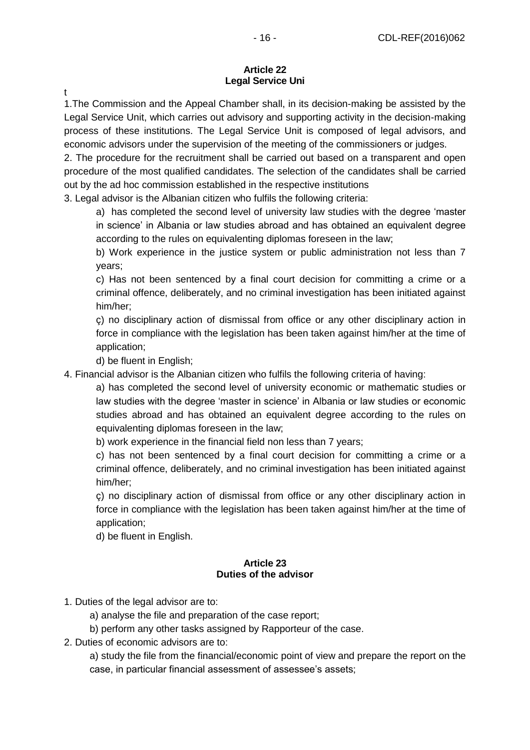**Article 22**
**Legal Service Uni**

t

1.The Commission and the Appeal Chamber shall, in its decision-making be assisted by the Legal Service Unit, which carries out advisory and supporting activity in the decision-making process of these institutions. The Legal Service Unit is composed of legal advisors, and economic advisors under the supervision of the meeting of the commissioners or judges.

2. The procedure for the recruitment shall be carried out based on a transparent and open procedure of the most qualified candidates. The selection of the candidates shall be carried out by the ad hoc commission established in the respective institutions

3. Legal advisor is the Albanian citizen who fulfils the following criteria:

a) has completed the second level of university law studies with the degree 'master in science' in Albania or law studies abroad and has obtained an equivalent degree according to the rules on equivalenting diplomas foreseen in the law;

b) Work experience in the justice system or public administration not less than 7 years;

c) Has not been sentenced by a final court decision for committing a crime or a criminal offence, deliberately, and no criminal investigation has been initiated against him/her;

ç) no disciplinary action of dismissal from office or any other disciplinary action in force in compliance with the legislation has been taken against him/her at the time of application;

d) be fluent in English;

4. Financial advisor is the Albanian citizen who fulfils the following criteria of having:

a) has completed the second level of university economic or mathematic studies or law studies with the degree 'master in science' in Albania or law studies or economic studies abroad and has obtained an equivalent degree according to the rules on equivalenting diplomas foreseen in the law;

b) work experience in the financial field non less than 7 years;

c) has not been sentenced by a final court decision for committing a crime or a criminal offence, deliberately, and no criminal investigation has been initiated against him/her;

ç) no disciplinary action of dismissal from office or any other disciplinary action in force in compliance with the legislation has been taken against him/her at the time of application;

d) be fluent in English.

**Article 23**
**Duties of the advisor**

1. Duties of the legal advisor are to:

a) analyse the file and preparation of the case report;

b) perform any other tasks assigned by Rapporteur of the case.

2. Duties of economic advisors are to:

a) study the file from the financial/economic point of view and prepare the report on the case, in particular financial assessment of assessee's assets;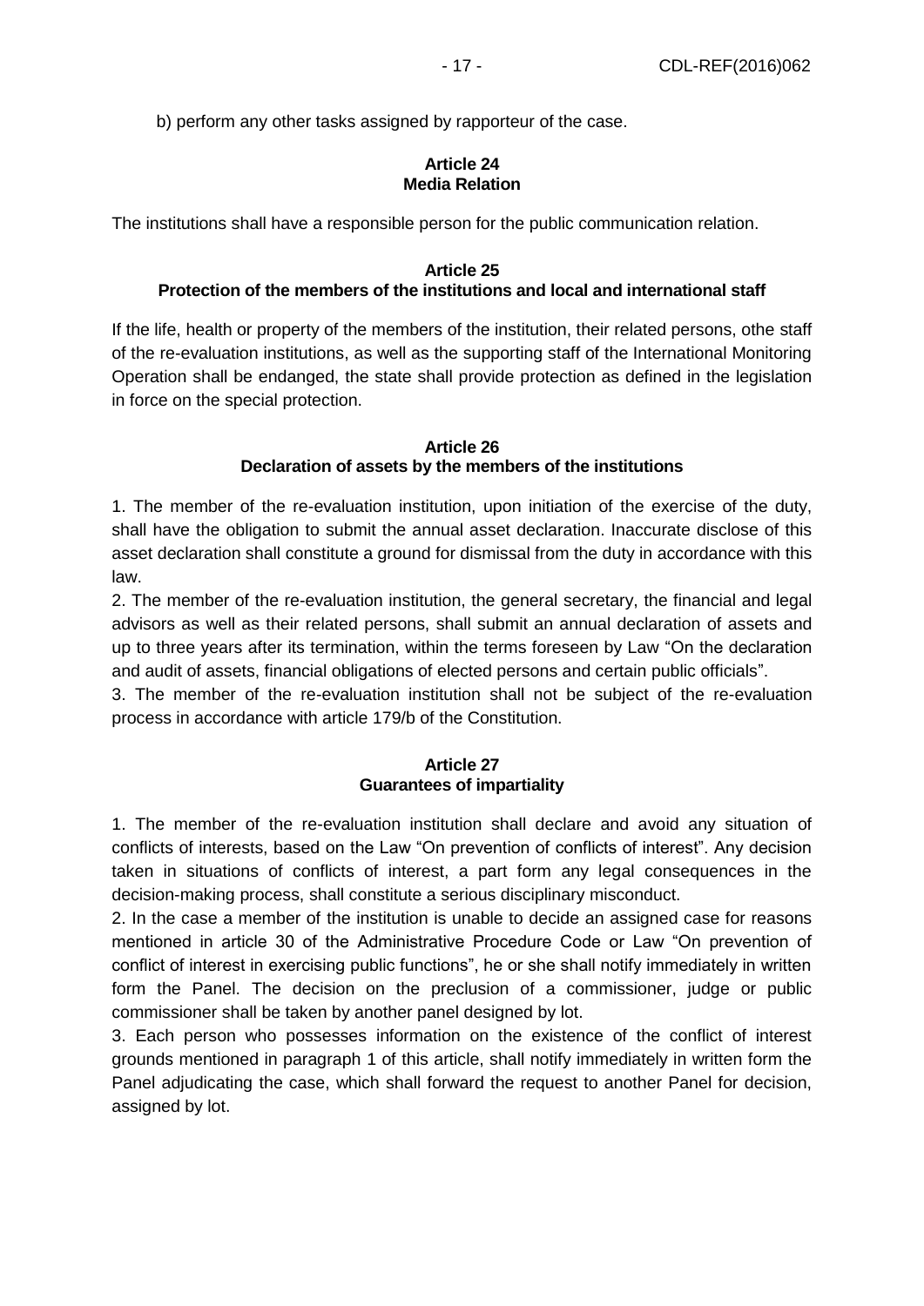b) perform any other tasks assigned by rapporteur of the case.

**Article 24**
**Media Relation**

The institutions shall have a responsible person for the public communication relation.

**Article 25**
**Protection of the members of the institutions and local and international staff**

If the life, health or property of the members of the institution, their related persons, othe staff of the re-evaluation institutions, as well as the supporting staff of the International Monitoring Operation shall be endanged, the state shall provide protection as defined in the legislation in force on the special protection.

**Article 26**
**Declaration of assets by the members of the institutions**

1. The member of the re-evaluation institution, upon initiation of the exercise of the duty, shall have the obligation to submit the annual asset declaration. Inaccurate disclose of this asset declaration shall constitute a ground for dismissal from the duty in accordance with this law.
2. The member of the re-evaluation institution, the general secretary, the financial and legal advisors as well as their related persons, shall submit an annual declaration of assets and up to three years after its termination, within the terms foreseen by Law "On the declaration and audit of assets, financial obligations of elected persons and certain public officials".
3. The member of the re-evaluation institution shall not be subject of the re-evaluation process in accordance with article 179/b of the Constitution.

**Article 27**
**Guarantees of impartiality**

1. The member of the re-evaluation institution shall declare and avoid any situation of conflicts of interests, based on the Law "On prevention of conflicts of interest". Any decision taken in situations of conflicts of interest, a part form any legal consequences in the decision-making process, shall constitute a serious disciplinary misconduct.
2. In the case a member of the institution is unable to decide an assigned case for reasons mentioned in article 30 of the Administrative Procedure Code or Law "On prevention of conflict of interest in exercising public functions", he or she shall notify immediately in written form the Panel. The decision on the preclusion of a commissioner, judge or public commissioner shall be taken by another panel designed by lot.
3. Each person who possesses information on the existence of the conflict of interest grounds mentioned in paragraph 1 of this article, shall notify immediately in written form the Panel adjudicating the case, which shall forward the request to another Panel for decision, assigned by lot.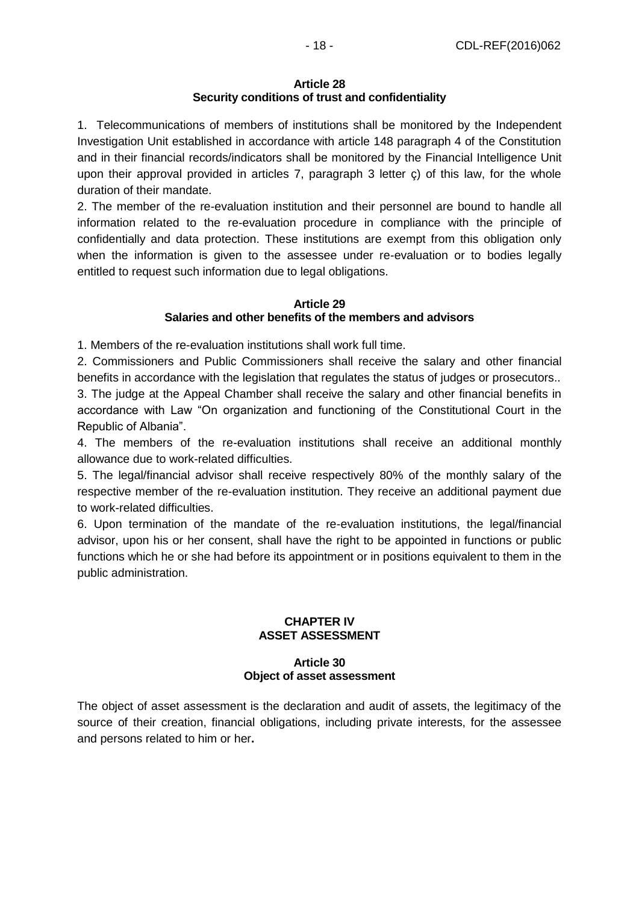**Article 28**
**Security conditions of trust and confidentiality**

1. Telecommunications of members of institutions shall be monitored by the Independent Investigation Unit established in accordance with article 148 paragraph 4 of the Constitution and in their financial records/indicators shall be monitored by the Financial Intelligence Unit upon their approval provided in articles 7, paragraph 3 letter ç) of this law, for the whole duration of their mandate.
2. The member of the re-evaluation institution and their personnel are bound to handle all information related to the re-evaluation procedure in compliance with the principle of confidentially and data protection. These institutions are exempt from this obligation only when the information is given to the assessee under re-evaluation or to bodies legally entitled to request such information due to legal obligations.

**Article 29**
**Salaries and other benefits of the members and advisors**

1. Members of the re-evaluation institutions shall work full time.
2. Commissioners and Public Commissioners shall receive the salary and other financial benefits in accordance with the legislation that regulates the status of judges or prosecutors..
3. The judge at the Appeal Chamber shall receive the salary and other financial benefits in accordance with Law "On organization and functioning of the Constitutional Court in the Republic of Albania".
4. The members of the re-evaluation institutions shall receive an additional monthly allowance due to work-related difficulties.
5. The legal/financial advisor shall receive respectively 80% of the monthly salary of the respective member of the re-evaluation institution. They receive an additional payment due to work-related difficulties.
6. Upon termination of the mandate of the re-evaluation institutions, the legal/financial advisor, upon his or her consent, shall have the right to be appointed in functions or public functions which he or she had before its appointment or in positions equivalent to them in the public administration.

**CHAPTER IV**
**ASSET ASSESSMENT**

**Article 30**
**Object of asset assessment**

The object of asset assessment is the declaration and audit of assets, the legitimacy of the source of their creation, financial obligations, including private interests, for the assessee and persons related to him or her**.**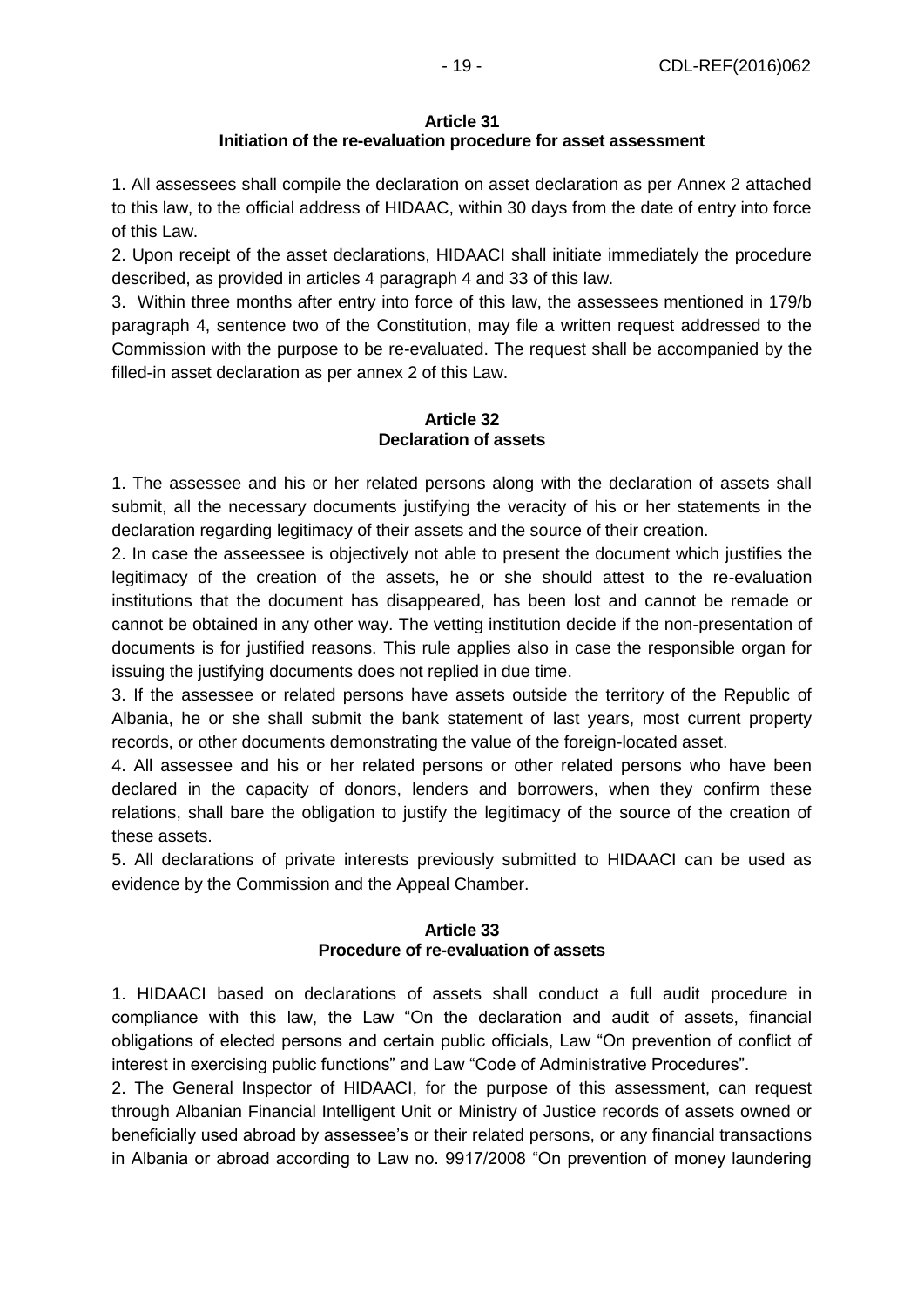**Article 31**
**Initiation of the re-evaluation procedure for asset assessment**

1. All assessees shall compile the declaration on asset declaration as per Annex 2 attached to this law, to the official address of HIDAAC, within 30 days from the date of entry into force of this Law.

2. Upon receipt of the asset declarations, HIDAACI shall initiate immediately the procedure described, as provided in articles 4 paragraph 4 and 33 of this law.

3. Within three months after entry into force of this law, the assessees mentioned in 179/b paragraph 4, sentence two of the Constitution, may file a written request addressed to the Commission with the purpose to be re-evaluated. The request shall be accompanied by the filled-in asset declaration as per annex 2 of this Law.

**Article 32**
**Declaration of assets**

1. The assessee and his or her related persons along with the declaration of assets shall submit, all the necessary documents justifying the veracity of his or her statements in the declaration regarding legitimacy of their assets and the source of their creation.

2. In case the asseessee is objectively not able to present the document which justifies the legitimacy of the creation of the assets, he or she should attest to the re-evaluation institutions that the document has disappeared, has been lost and cannot be remade or cannot be obtained in any other way. The vetting institution decide if the non-presentation of documents is for justified reasons. This rule applies also in case the responsible organ for issuing the justifying documents does not replied in due time.

3. If the assessee or related persons have assets outside the territory of the Republic of Albania, he or she shall submit the bank statement of last years, most current property records, or other documents demonstrating the value of the foreign-located asset.

4. All assessee and his or her related persons or other related persons who have been declared in the capacity of donors, lenders and borrowers, when they confirm these relations, shall bare the obligation to justify the legitimacy of the source of the creation of these assets.

5. All declarations of private interests previously submitted to HIDAACI can be used as evidence by the Commission and the Appeal Chamber.

**Article 33**
**Procedure of re-evaluation of assets**

1. HIDAACI based on declarations of assets shall conduct a full audit procedure in compliance with this law, the Law "On the declaration and audit of assets, financial obligations of elected persons and certain public officials, Law "On prevention of conflict of interest in exercising public functions" and Law "Code of Administrative Procedures".

2. The General Inspector of HIDAACI, for the purpose of this assessment, can request through Albanian Financial Intelligent Unit or Ministry of Justice records of assets owned or beneficially used abroad by assessee's or their related persons, or any financial transactions in Albania or abroad according to Law no. 9917/2008 "On prevention of money laundering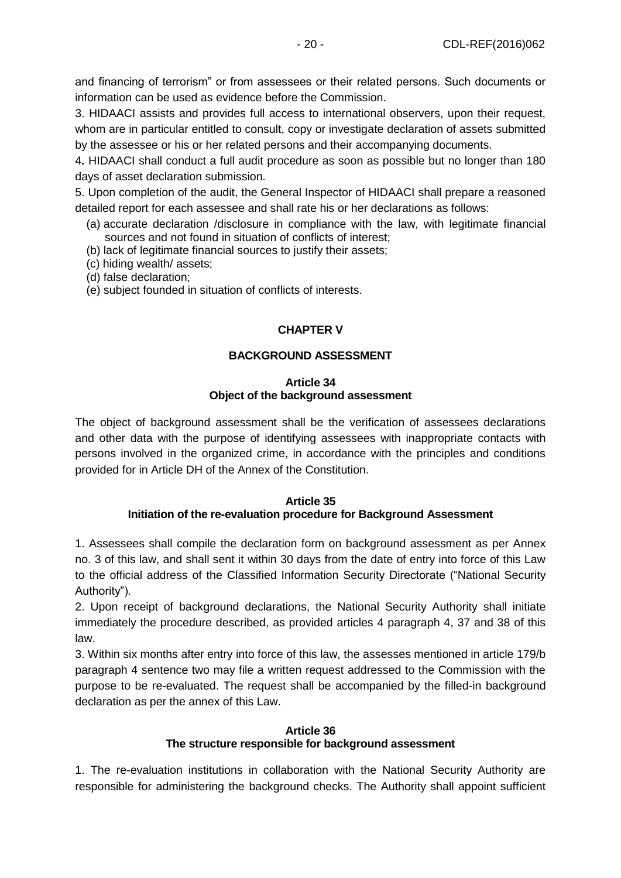and financing of terrorism" or from assessees or their related persons. Such documents or information can be used as evidence before the Commission.

3. HIDAACI assists and provides full access to international observers, upon their request, whom are in particular entitled to consult, copy or investigate declaration of assets submitted by the assessee or his or her related persons and their accompanying documents.

4**.** HIDAACI shall conduct a full audit procedure as soon as possible but no longer than 180 days of asset declaration submission.

5. Upon completion of the audit, the General Inspector of HIDAACI shall prepare a reasoned detailed report for each assessee and shall rate his or her declarations as follows:

(a) accurate declaration /disclosure in compliance with the law, with legitimate financial sources and not found in situation of conflicts of interest;
(b) lack of legitimate financial sources to justify their assets;
(c) hiding wealth/ assets;
(d) false declaration;
(e) subject founded in situation of conflicts of interests.

## CHAPTER V

## BACKGROUND ASSESSMENT

### Article 34
### Object of the background assessment

The object of background assessment shall be the verification of assessees declarations and other data with the purpose of identifying assessees with inappropriate contacts with persons involved in the organized crime, in accordance with the principles and conditions provided for in Article DH of the Annex of the Constitution.

### Article 35
### Initiation of the re-evaluation procedure for Background Assessment

1. Assessees shall compile the declaration form on background assessment as per Annex no. 3 of this law, and shall sent it within 30 days from the date of entry into force of this Law to the official address of the Classified Information Security Directorate ("National Security Authority").

2. Upon receipt of background declarations, the National Security Authority shall initiate immediately the procedure described, as provided articles 4 paragraph 4, 37 and 38 of this law.

3. Within six months after entry into force of this law, the assesses mentioned in article 179/b paragraph 4 sentence two may file a written request addressed to the Commission with the purpose to be re-evaluated. The request shall be accompanied by the filled-in background declaration as per the annex of this Law.

### Article 36
### The structure responsible for background assessment

1. The re-evaluation institutions in collaboration with the National Security Authority are responsible for administering the background checks. The Authority shall appoint sufficient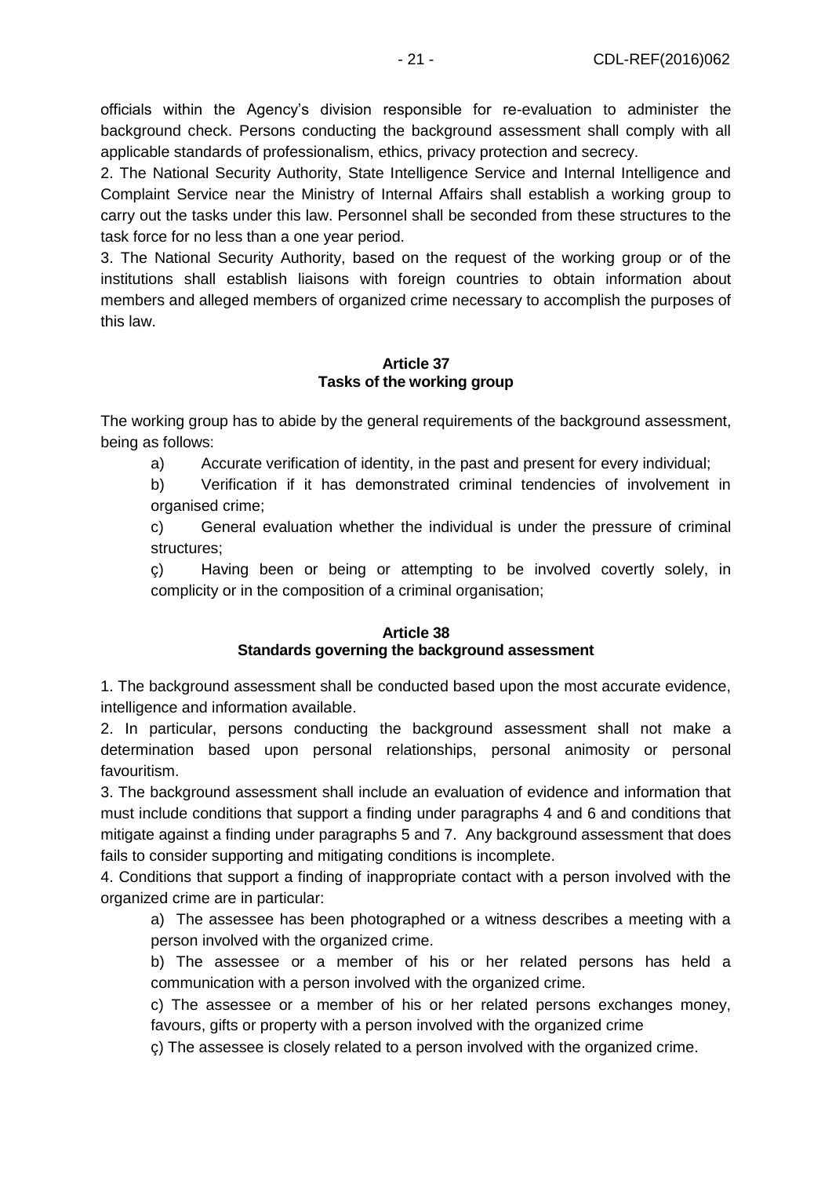officials within the Agency's division responsible for re-evaluation to administer the background check. Persons conducting the background assessment shall comply with all applicable standards of professionalism, ethics, privacy protection and secrecy.

2. The National Security Authority, State Intelligence Service and Internal Intelligence and Complaint Service near the Ministry of Internal Affairs shall establish a working group to carry out the tasks under this law. Personnel shall be seconded from these structures to the task force for no less than a one year period.

3. The National Security Authority, based on the request of the working group or of the institutions shall establish liaisons with foreign countries to obtain information about members and alleged members of organized crime necessary to accomplish the purposes of this law.

**Article 37**
**Tasks of the working group**

The working group has to abide by the general requirements of the background assessment, being as follows:

a) Accurate verification of identity, in the past and present for every individual;

b) Verification if it has demonstrated criminal tendencies of involvement in organised crime;

c) General evaluation whether the individual is under the pressure of criminal structures;

ç) Having been or being or attempting to be involved covertly solely, in complicity or in the composition of a criminal organisation;

**Article 38**
**Standards governing the background assessment**

1. The background assessment shall be conducted based upon the most accurate evidence, intelligence and information available.

2. In particular, persons conducting the background assessment shall not make a determination based upon personal relationships, personal animosity or personal favouritism.

3. The background assessment shall include an evaluation of evidence and information that must include conditions that support a finding under paragraphs 4 and 6 and conditions that mitigate against a finding under paragraphs 5 and 7. Any background assessment that does fails to consider supporting and mitigating conditions is incomplete.

4. Conditions that support a finding of inappropriate contact with a person involved with the organized crime are in particular:

a) The assessee has been photographed or a witness describes a meeting with a person involved with the organized crime.

b) The assessee or a member of his or her related persons has held a communication with a person involved with the organized crime.

c) The assessee or a member of his or her related persons exchanges money, favours, gifts or property with a person involved with the organized crime

ç) The assessee is closely related to a person involved with the organized crime.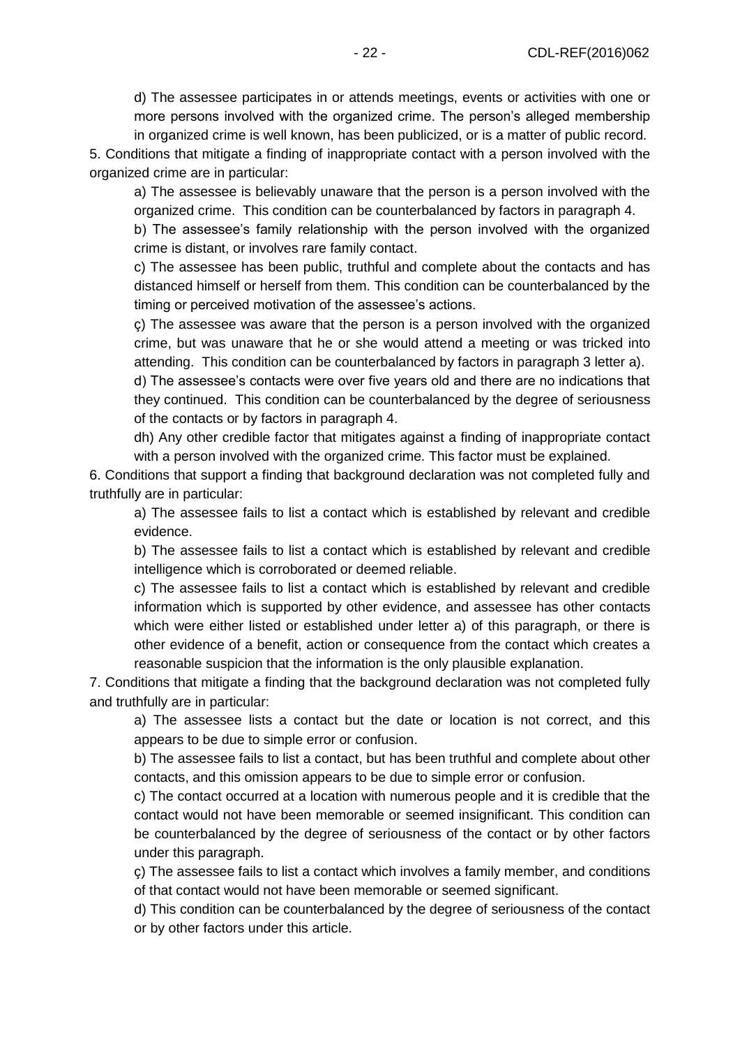d) The assessee participates in or attends meetings, events or activities with one or more persons involved with the organized crime. The person's alleged membership in organized crime is well known, has been publicized, or is a matter of public record.

5. Conditions that mitigate a finding of inappropriate contact with a person involved with the organized crime are in particular:

a) The assessee is believably unaware that the person is a person involved with the organized crime. This condition can be counterbalanced by factors in paragraph 4.

b) The assessee's family relationship with the person involved with the organized crime is distant, or involves rare family contact.

c) The assessee has been public, truthful and complete about the contacts and has distanced himself or herself from them. This condition can be counterbalanced by the timing or perceived motivation of the assessee's actions.

ç) The assessee was aware that the person is a person involved with the organized crime, but was unaware that he or she would attend a meeting or was tricked into attending. This condition can be counterbalanced by factors in paragraph 3 letter a).

d) The assessee's contacts were over five years old and there are no indications that they continued. This condition can be counterbalanced by the degree of seriousness of the contacts or by factors in paragraph 4.

dh) Any other credible factor that mitigates against a finding of inappropriate contact with a person involved with the organized crime. This factor must be explained.

6. Conditions that support a finding that background declaration was not completed fully and truthfully are in particular:

a) The assessee fails to list a contact which is established by relevant and credible evidence.

b) The assessee fails to list a contact which is established by relevant and credible intelligence which is corroborated or deemed reliable.

c) The assessee fails to list a contact which is established by relevant and credible information which is supported by other evidence, and assessee has other contacts which were either listed or established under letter a) of this paragraph, or there is other evidence of a benefit, action or consequence from the contact which creates a reasonable suspicion that the information is the only plausible explanation.

7. Conditions that mitigate a finding that the background declaration was not completed fully and truthfully are in particular:

a) The assessee lists a contact but the date or location is not correct, and this appears to be due to simple error or confusion.

b) The assessee fails to list a contact, but has been truthful and complete about other contacts, and this omission appears to be due to simple error or confusion.

c) The contact occurred at a location with numerous people and it is credible that the contact would not have been memorable or seemed insignificant. This condition can be counterbalanced by the degree of seriousness of the contact or by other factors under this paragraph.

ç) The assessee fails to list a contact which involves a family member, and conditions of that contact would not have been memorable or seemed significant.

d) This condition can be counterbalanced by the degree of seriousness of the contact or by other factors under this article.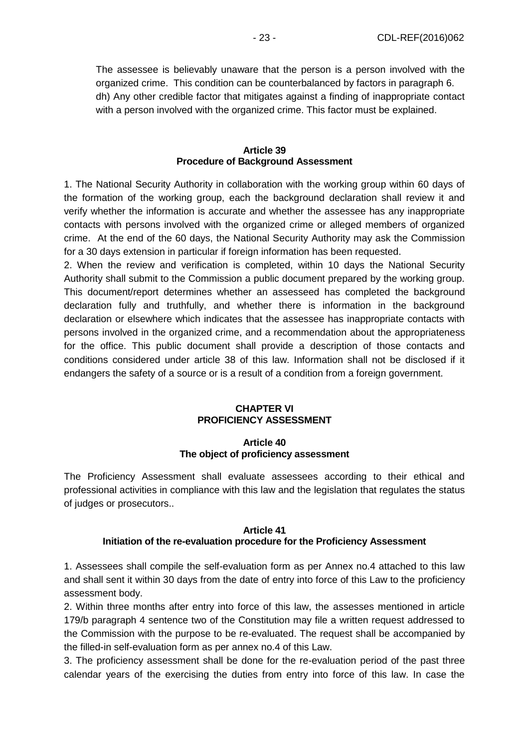The assessee is believably unaware that the person is a person involved with the organized crime. This condition can be counterbalanced by factors in paragraph 6.

dh) Any other credible factor that mitigates against a finding of inappropriate contact with a person involved with the organized crime. This factor must be explained.

**Article 39**
**Procedure of Background Assessment**

1. The National Security Authority in collaboration with the working group within 60 days of the formation of the working group, each the background declaration shall review it and verify whether the information is accurate and whether the assessee has any inappropriate contacts with persons involved with the organized crime or alleged members of organized crime. At the end of the 60 days, the National Security Authority may ask the Commission for a 30 days extension in particular if foreign information has been requested.

2. When the review and verification is completed, within 10 days the National Security Authority shall submit to the Commission a public document prepared by the working group. This document/report determines whether an assesseed has completed the background declaration fully and truthfully, and whether there is information in the background declaration or elsewhere which indicates that the assessee has inappropriate contacts with persons involved in the organized crime, and a recommendation about the appropriateness for the office. This public document shall provide a description of those contacts and conditions considered under article 38 of this law. Information shall not be disclosed if it endangers the safety of a source or is a result of a condition from a foreign government.

## CHAPTER VI
## PROFICIENCY ASSESSMENT

**Article 40**
**The object of proficiency assessment**

The Proficiency Assessment shall evaluate assessees according to their ethical and professional activities in compliance with this law and the legislation that regulates the status of judges or prosecutors..

**Article 41**
**Initiation of the re-evaluation procedure for the Proficiency Assessment**

1. Assessees shall compile the self-evaluation form as per Annex no.4 attached to this law and shall sent it within 30 days from the date of entry into force of this Law to the proficiency assessment body.

2. Within three months after entry into force of this law, the assesses mentioned in article 179/b paragraph 4 sentence two of the Constitution may file a written request addressed to the Commission with the purpose to be re-evaluated. The request shall be accompanied by the filled-in self-evaluation form as per annex no.4 of this Law.

3. The proficiency assessment shall be done for the re-evaluation period of the past three calendar years of the exercising the duties from entry into force of this law. In case the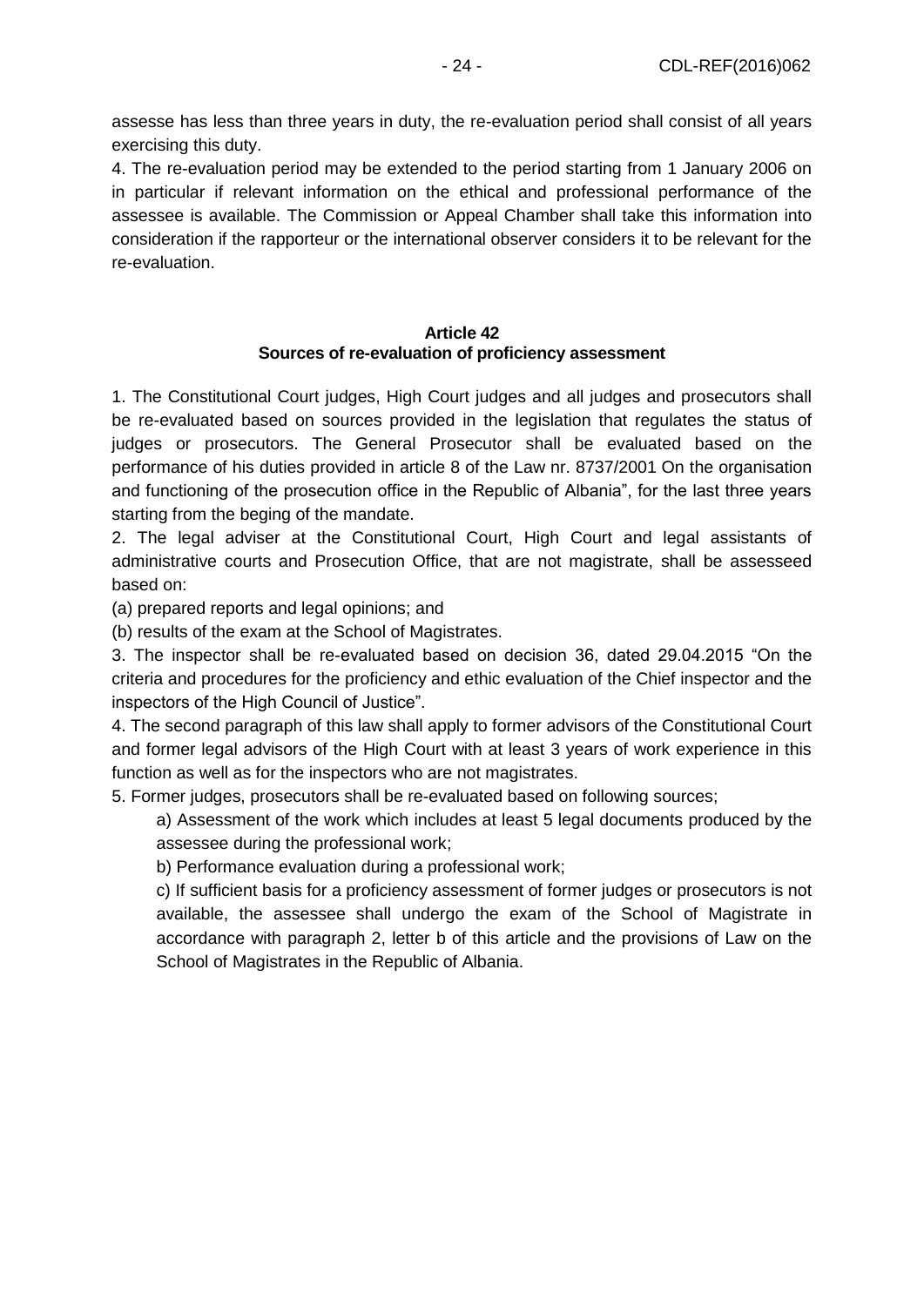assesse has less than three years in duty, the re-evaluation period shall consist of all years exercising this duty.

4. The re-evaluation period may be extended to the period starting from 1 January 2006 on in particular if relevant information on the ethical and professional performance of the assessee is available. The Commission or Appeal Chamber shall take this information into consideration if the rapporteur or the international observer considers it to be relevant for the re-evaluation.

**Article 42**
**Sources of re-evaluation of proficiency assessment**

1. The Constitutional Court judges, High Court judges and all judges and prosecutors shall be re-evaluated based on sources provided in the legislation that regulates the status of judges or prosecutors. The General Prosecutor shall be evaluated based on the performance of his duties provided in article 8 of the Law nr. 8737/2001 On the organisation and functioning of the prosecution office in the Republic of Albania", for the last three years starting from the beging of the mandate.

2. The legal adviser at the Constitutional Court, High Court and legal assistants of administrative courts and Prosecution Office, that are not magistrate, shall be assesseed based on:

(a) prepared reports and legal opinions; and

(b) results of the exam at the School of Magistrates.

3. The inspector shall be re-evaluated based on decision 36, dated 29.04.2015 "On the criteria and procedures for the proficiency and ethic evaluation of the Chief inspector and the inspectors of the High Council of Justice".

4. The second paragraph of this law shall apply to former advisors of the Constitutional Court and former legal advisors of the High Court with at least 3 years of work experience in this function as well as for the inspectors who are not magistrates.

5. Former judges, prosecutors shall be re-evaluated based on following sources;

a) Assessment of the work which includes at least 5 legal documents produced by the assessee during the professional work;

b) Performance evaluation during a professional work;

c) If sufficient basis for a proficiency assessment of former judges or prosecutors is not available, the assessee shall undergo the exam of the School of Magistrate in accordance with paragraph 2, letter b of this article and the provisions of Law on the School of Magistrates in the Republic of Albania.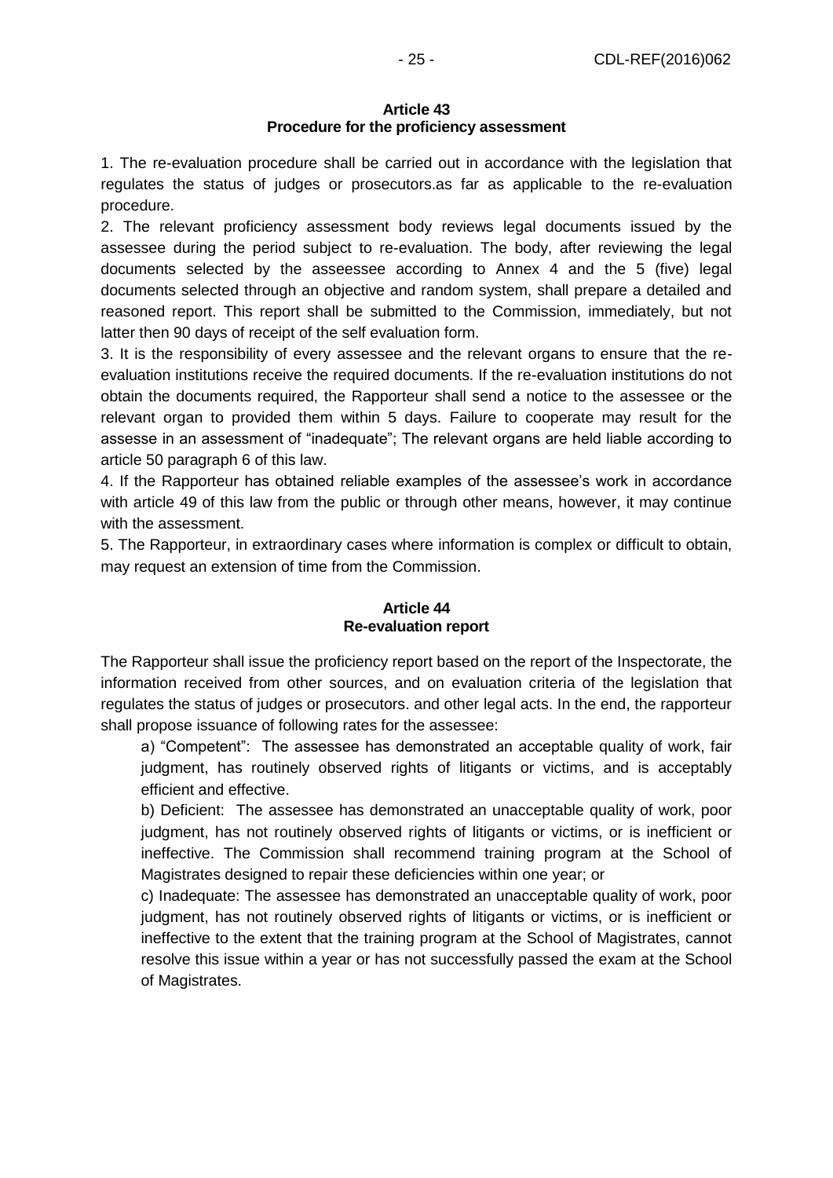### Article 43
### Procedure for the proficiency assessment

1. The re-evaluation procedure shall be carried out in accordance with the legislation that regulates the status of judges or prosecutors.as far as applicable to the re-evaluation procedure.
2. The relevant proficiency assessment body reviews legal documents issued by the assessee during the period subject to re-evaluation. The body, after reviewing the legal documents selected by the asseessee according to Annex 4 and the 5 (five) legal documents selected through an objective and random system, shall prepare a detailed and reasoned report. This report shall be submitted to the Commission, immediately, but not latter then 90 days of receipt of the self evaluation form.
3. It is the responsibility of every assessee and the relevant organs to ensure that the re-evaluation institutions receive the required documents. If the re-evaluation institutions do not obtain the documents required, the Rapporteur shall send a notice to the assessee or the relevant organ to provided them within 5 days. Failure to cooperate may result for the assesse in an assessment of "inadequate"; The relevant organs are held liable according to article 50 paragraph 6 of this law.
4. If the Rapporteur has obtained reliable examples of the assessee's work in accordance with article 49 of this law from the public or through other means, however, it may continue with the assessment.
5. The Rapporteur, in extraordinary cases where information is complex or difficult to obtain, may request an extension of time from the Commission.

### Article 44
### Re-evaluation report

The Rapporteur shall issue the proficiency report based on the report of the Inspectorate, the information received from other sources, and on evaluation criteria of the legislation that regulates the status of judges or prosecutors. and other legal acts. In the end, the rapporteur shall propose issuance of following rates for the assessee:

a) "Competent": The assessee has demonstrated an acceptable quality of work, fair judgment, has routinely observed rights of litigants or victims, and is acceptably efficient and effective.

b) Deficient: The assessee has demonstrated an unacceptable quality of work, poor judgment, has not routinely observed rights of litigants or victims, or is inefficient or ineffective. The Commission shall recommend training program at the School of Magistrates designed to repair these deficiencies within one year; or

c) Inadequate: The assessee has demonstrated an unacceptable quality of work, poor judgment, has not routinely observed rights of litigants or victims, or is inefficient or ineffective to the extent that the training program at the School of Magistrates, cannot resolve this issue within a year or has not successfully passed the exam at the School of Magistrates.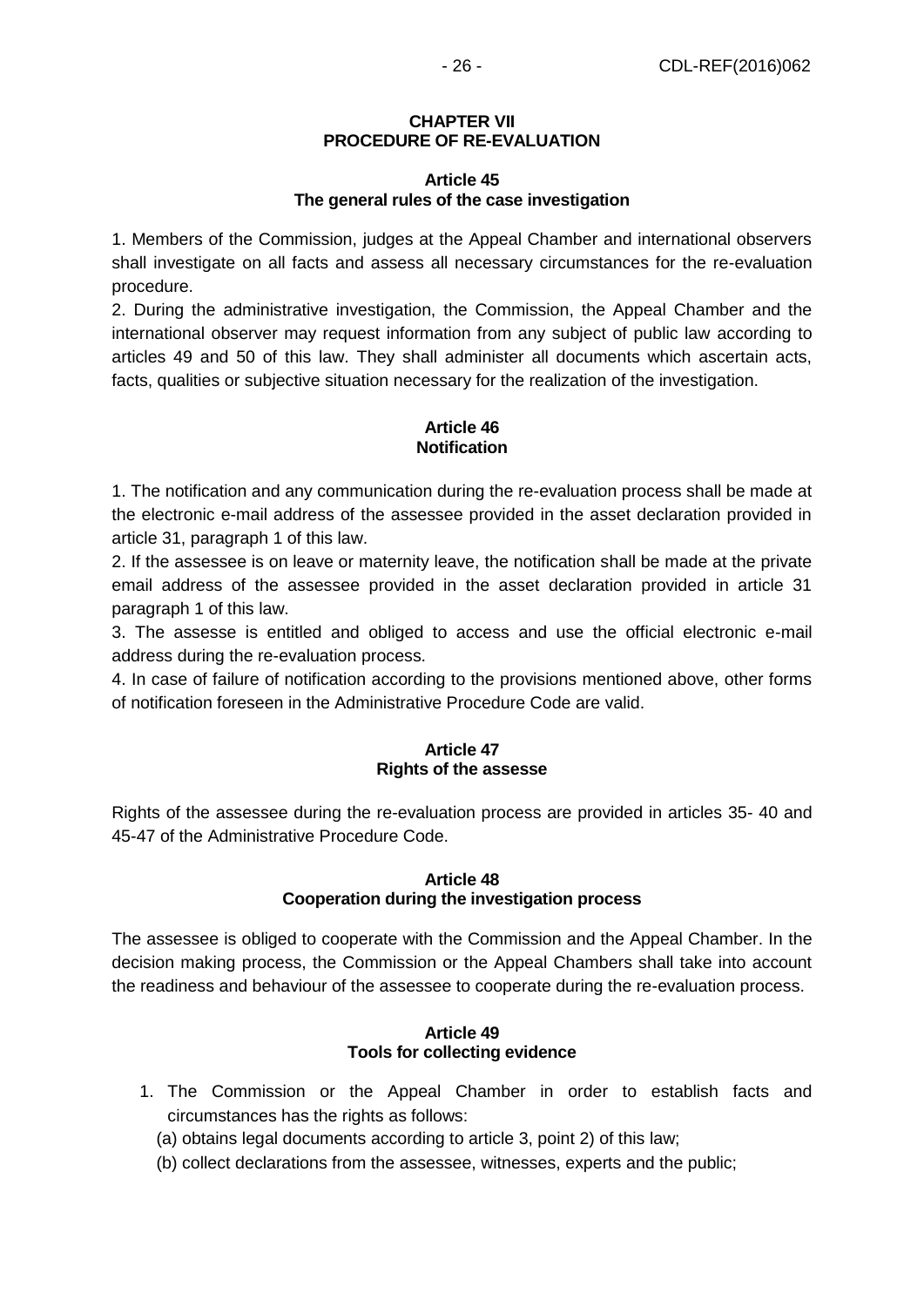## CHAPTER VII
## PROCEDURE OF RE-EVALUATION

### Article 45
### The general rules of the case investigation

1. Members of the Commission, judges at the Appeal Chamber and international observers shall investigate on all facts and assess all necessary circumstances for the re-evaluation procedure.
2. During the administrative investigation, the Commission, the Appeal Chamber and the international observer may request information from any subject of public law according to articles 49 and 50 of this law. They shall administer all documents which ascertain acts, facts, qualities or subjective situation necessary for the realization of the investigation.

### Article 46
### Notification

1. The notification and any communication during the re-evaluation process shall be made at the electronic e-mail address of the assessee provided in the asset declaration provided in article 31, paragraph 1 of this law.
2. If the assessee is on leave or maternity leave, the notification shall be made at the private email address of the assessee provided in the asset declaration provided in article 31 paragraph 1 of this law.
3. The assesse is entitled and obliged to access and use the official electronic e-mail address during the re-evaluation process.
4. In case of failure of notification according to the provisions mentioned above, other forms of notification foreseen in the Administrative Procedure Code are valid.

### Article 47
### Rights of the assesse

Rights of the assessee during the re-evaluation process are provided in articles 35- 40 and 45-47 of the Administrative Procedure Code.

### Article 48
### Cooperation during the investigation process

The assessee is obliged to cooperate with the Commission and the Appeal Chamber. In the decision making process, the Commission or the Appeal Chambers shall take into account the readiness and behaviour of the assessee to cooperate during the re-evaluation process.

### Article 49
### Tools for collecting evidence

1. The Commission or the Appeal Chamber in order to establish facts and circumstances has the rights as follows:
   (a) obtains legal documents according to article 3, point 2) of this law;
   (b) collect declarations from the assessee, witnesses, experts and the public;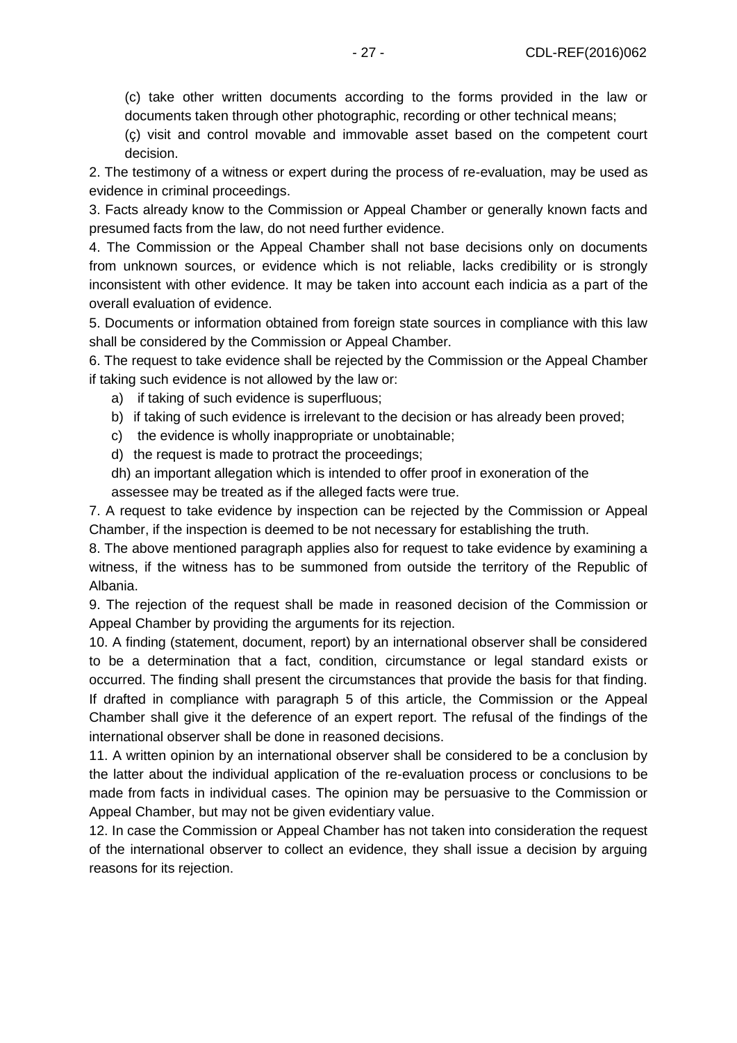(c) take other written documents according to the forms provided in the law or documents taken through other photographic, recording or other technical means;

(ç) visit and control movable and immovable asset based on the competent court decision.

2. The testimony of a witness or expert during the process of re-evaluation, may be used as evidence in criminal proceedings.

3. Facts already know to the Commission or Appeal Chamber or generally known facts and presumed facts from the law, do not need further evidence.

4. The Commission or the Appeal Chamber shall not base decisions only on documents from unknown sources, or evidence which is not reliable, lacks credibility or is strongly inconsistent with other evidence. It may be taken into account each indicia as a part of the overall evaluation of evidence.

5. Documents or information obtained from foreign state sources in compliance with this law shall be considered by the Commission or Appeal Chamber.

6. The request to take evidence shall be rejected by the Commission or the Appeal Chamber if taking such evidence is not allowed by the law or:

a) if taking of such evidence is superfluous;

b) if taking of such evidence is irrelevant to the decision or has already been proved;

c) the evidence is wholly inappropriate or unobtainable;

d) the request is made to protract the proceedings;

dh) an important allegation which is intended to offer proof in exoneration of the assessee may be treated as if the alleged facts were true.

7. A request to take evidence by inspection can be rejected by the Commission or Appeal Chamber, if the inspection is deemed to be not necessary for establishing the truth.

8. The above mentioned paragraph applies also for request to take evidence by examining a witness, if the witness has to be summoned from outside the territory of the Republic of Albania.

9. The rejection of the request shall be made in reasoned decision of the Commission or Appeal Chamber by providing the arguments for its rejection.

10. A finding (statement, document, report) by an international observer shall be considered to be a determination that a fact, condition, circumstance or legal standard exists or occurred. The finding shall present the circumstances that provide the basis for that finding. If drafted in compliance with paragraph 5 of this article, the Commission or the Appeal Chamber shall give it the deference of an expert report. The refusal of the findings of the international observer shall be done in reasoned decisions.

11. A written opinion by an international observer shall be considered to be a conclusion by the latter about the individual application of the re-evaluation process or conclusions to be made from facts in individual cases. The opinion may be persuasive to the Commission or Appeal Chamber, but may not be given evidentiary value.

12. In case the Commission or Appeal Chamber has not taken into consideration the request of the international observer to collect an evidence, they shall issue a decision by arguing reasons for its rejection.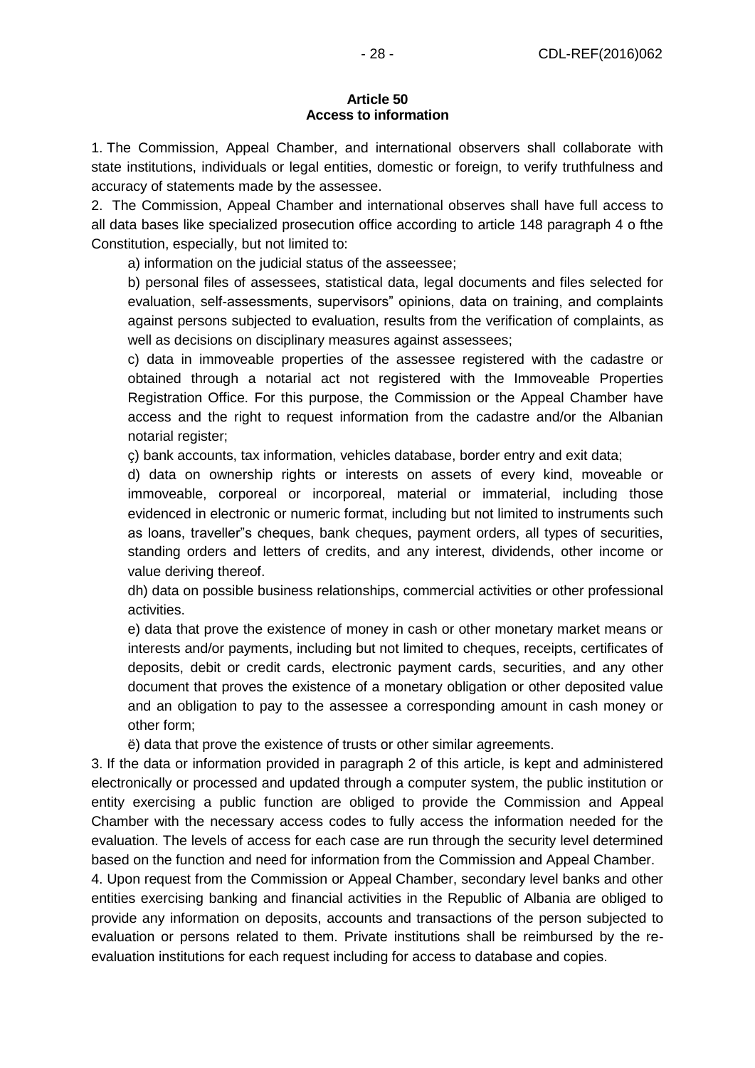#### Article 50
#### Access to information

1. The Commission, Appeal Chamber, and international observers shall collaborate with state institutions, individuals or legal entities, domestic or foreign, to verify truthfulness and accuracy of statements made by the assessee.

2. The Commission, Appeal Chamber and international observes shall have full access to all data bases like specialized prosecution office according to article 148 paragraph 4 o fthe Constitution, especially, but not limited to:

a) information on the judicial status of the asseessee;

b) personal files of assessees, statistical data, legal documents and files selected for evaluation, self-assessments, supervisors" opinions, data on training, and complaints against persons subjected to evaluation, results from the verification of complaints, as well as decisions on disciplinary measures against assessees;

c) data in immoveable properties of the assessee registered with the cadastre or obtained through a notarial act not registered with the Immoveable Properties Registration Office. For this purpose, the Commission or the Appeal Chamber have access and the right to request information from the cadastre and/or the Albanian notarial register;

ç) bank accounts, tax information, vehicles database, border entry and exit data;

d) data on ownership rights or interests on assets of every kind, moveable or immoveable, corporeal or incorporeal, material or immaterial, including those evidenced in electronic or numeric format, including but not limited to instruments such as loans, traveller"s cheques, bank cheques, payment orders, all types of securities, standing orders and letters of credits, and any interest, dividends, other income or value deriving thereof.

dh) data on possible business relationships, commercial activities or other professional activities.

e) data that prove the existence of money in cash or other monetary market means or interests and/or payments, including but not limited to cheques, receipts, certificates of deposits, debit or credit cards, electronic payment cards, securities, and any other document that proves the existence of a monetary obligation or other deposited value and an obligation to pay to the assessee a corresponding amount in cash money or other form;

ë) data that prove the existence of trusts or other similar agreements.

3. If the data or information provided in paragraph 2 of this article, is kept and administered electronically or processed and updated through a computer system, the public institution or entity exercising a public function are obliged to provide the Commission and Appeal Chamber with the necessary access codes to fully access the information needed for the evaluation. The levels of access for each case are run through the security level determined based on the function and need for information from the Commission and Appeal Chamber.

4. Upon request from the Commission or Appeal Chamber, secondary level banks and other entities exercising banking and financial activities in the Republic of Albania are obliged to provide any information on deposits, accounts and transactions of the person subjected to evaluation or persons related to them. Private institutions shall be reimbursed by the re-evaluation institutions for each request including for access to database and copies.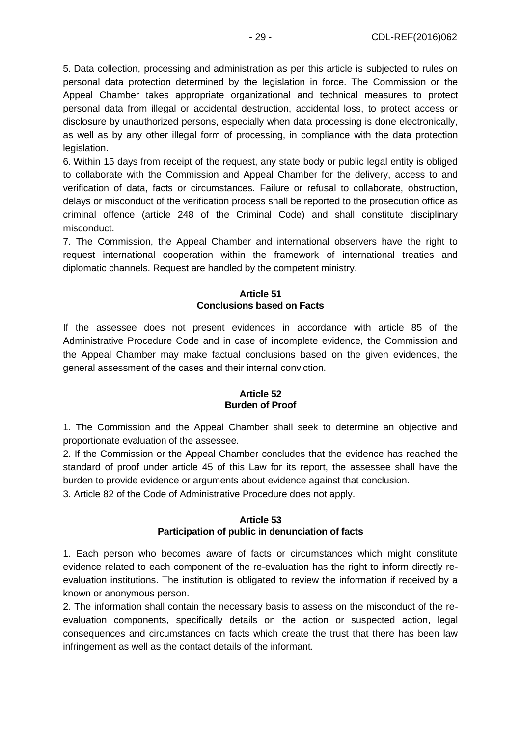5. Data collection, processing and administration as per this article is subjected to rules on personal data protection determined by the legislation in force. The Commission or the Appeal Chamber takes appropriate organizational and technical measures to protect personal data from illegal or accidental destruction, accidental loss, to protect access or disclosure by unauthorized persons, especially when data processing is done electronically, as well as by any other illegal form of processing, in compliance with the data protection legislation.

6. Within 15 days from receipt of the request, any state body or public legal entity is obliged to collaborate with the Commission and Appeal Chamber for the delivery, access to and verification of data, facts or circumstances. Failure or refusal to collaborate, obstruction, delays or misconduct of the verification process shall be reported to the prosecution office as criminal offence (article 248 of the Criminal Code) and shall constitute disciplinary misconduct.

7. The Commission, the Appeal Chamber and international observers have the right to request international cooperation within the framework of international treaties and diplomatic channels. Request are handled by the competent ministry.

**Article 51**
**Conclusions based on Facts**

If the assessee does not present evidences in accordance with article 85 of the Administrative Procedure Code and in case of incomplete evidence, the Commission and the Appeal Chamber may make factual conclusions based on the given evidences, the general assessment of the cases and their internal conviction.

**Article 52**
**Burden of Proof**

1. The Commission and the Appeal Chamber shall seek to determine an objective and proportionate evaluation of the assessee.

2. If the Commission or the Appeal Chamber concludes that the evidence has reached the standard of proof under article 45 of this Law for its report, the assessee shall have the burden to provide evidence or arguments about evidence against that conclusion.

3. Article 82 of the Code of Administrative Procedure does not apply.

**Article 53**
**Participation of public in denunciation of facts**

1. Each person who becomes aware of facts or circumstances which might constitute evidence related to each component of the re-evaluation has the right to inform directly re-evaluation institutions. The institution is obligated to review the information if received by a known or anonymous person.

2. The information shall contain the necessary basis to assess on the misconduct of the re-evaluation components, specifically details on the action or suspected action, legal consequences and circumstances on facts which create the trust that there has been law infringement as well as the contact details of the informant.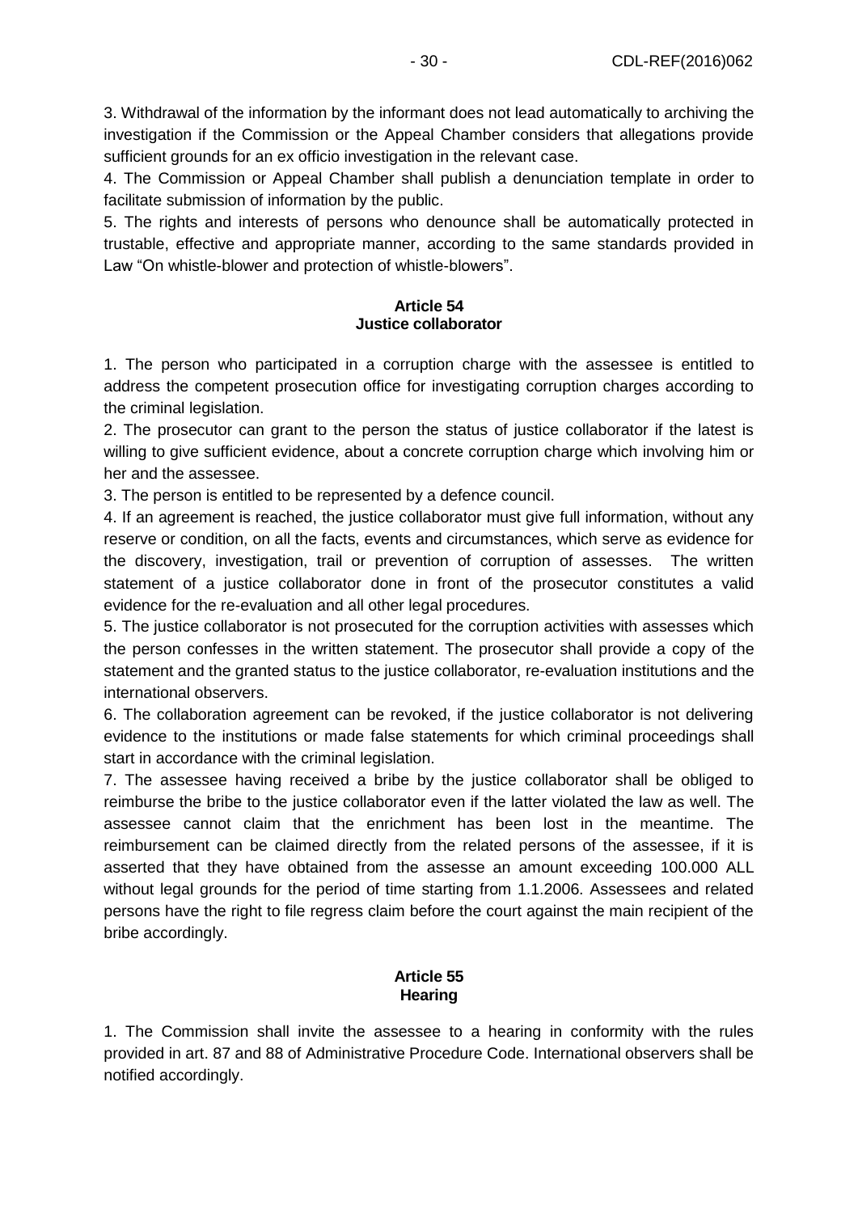3. Withdrawal of the information by the informant does not lead automatically to archiving the investigation if the Commission or the Appeal Chamber considers that allegations provide sufficient grounds for an ex officio investigation in the relevant case.

4. The Commission or Appeal Chamber shall publish a denunciation template in order to facilitate submission of information by the public.

5. The rights and interests of persons who denounce shall be automatically protected in trustable, effective and appropriate manner, according to the same standards provided in Law "On whistle-blower and protection of whistle-blowers".

**Article 54**
**Justice collaborator**

1. The person who participated in a corruption charge with the assessee is entitled to address the competent prosecution office for investigating corruption charges according to the criminal legislation.

2. The prosecutor can grant to the person the status of justice collaborator if the latest is willing to give sufficient evidence, about a concrete corruption charge which involving him or her and the assessee.

3. The person is entitled to be represented by a defence council.

4. If an agreement is reached, the justice collaborator must give full information, without any reserve or condition, on all the facts, events and circumstances, which serve as evidence for the discovery, investigation, trail or prevention of corruption of assesses. The written statement of a justice collaborator done in front of the prosecutor constitutes a valid evidence for the re-evaluation and all other legal procedures.

5. The justice collaborator is not prosecuted for the corruption activities with assesses which the person confesses in the written statement. The prosecutor shall provide a copy of the statement and the granted status to the justice collaborator, re-evaluation institutions and the international observers.

6. The collaboration agreement can be revoked, if the justice collaborator is not delivering evidence to the institutions or made false statements for which criminal proceedings shall start in accordance with the criminal legislation.

7. The assessee having received a bribe by the justice collaborator shall be obliged to reimburse the bribe to the justice collaborator even if the latter violated the law as well. The assessee cannot claim that the enrichment has been lost in the meantime. The reimbursement can be claimed directly from the related persons of the assessee, if it is asserted that they have obtained from the assesse an amount exceeding 100.000 ALL without legal grounds for the period of time starting from 1.1.2006. Assessees and related persons have the right to file regress claim before the court against the main recipient of the bribe accordingly.

**Article 55**
**Hearing**

1. The Commission shall invite the assessee to a hearing in conformity with the rules provided in art. 87 and 88 of Administrative Procedure Code. International observers shall be notified accordingly.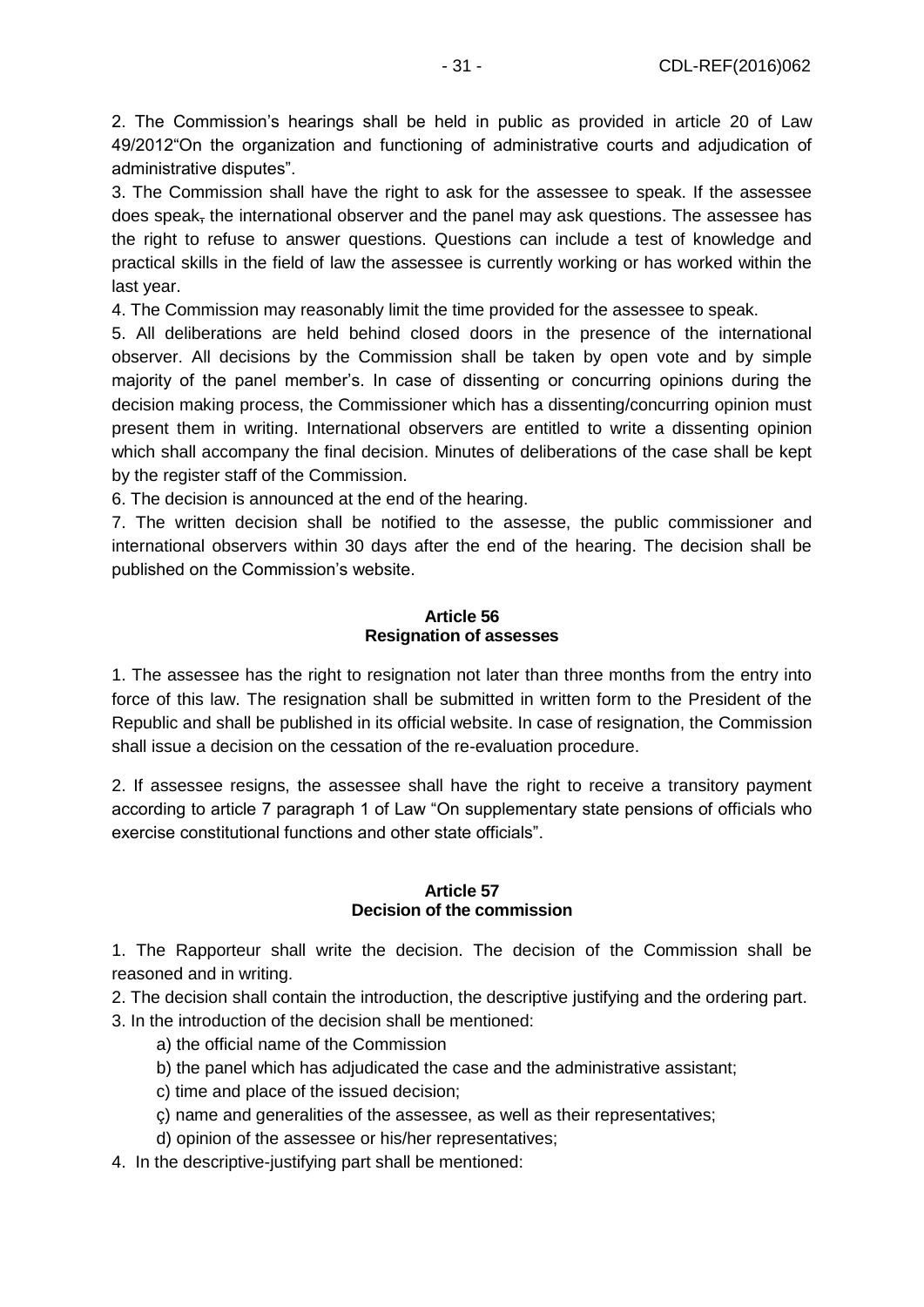2. The Commission's hearings shall be held in public as provided in article 20 of Law 49/2012"On the organization and functioning of administrative courts and adjudication of administrative disputes".

3. The Commission shall have the right to ask for the assessee to speak. If the assessee does speak, the international observer and the panel may ask questions. The assessee has the right to refuse to answer questions. Questions can include a test of knowledge and practical skills in the field of law the assessee is currently working or has worked within the last year.

4. The Commission may reasonably limit the time provided for the assessee to speak.

5. All deliberations are held behind closed doors in the presence of the international observer. All decisions by the Commission shall be taken by open vote and by simple majority of the panel member's. In case of dissenting or concurring opinions during the decision making process, the Commissioner which has a dissenting/concurring opinion must present them in writing. International observers are entitled to write a dissenting opinion which shall accompany the final decision. Minutes of deliberations of the case shall be kept by the register staff of the Commission.

6. The decision is announced at the end of the hearing.

7. The written decision shall be notified to the assesse, the public commissioner and international observers within 30 days after the end of the hearing. The decision shall be published on the Commission's website.

### Article 56
### Resignation of assesses

1. The assessee has the right to resignation not later than three months from the entry into force of this law. The resignation shall be submitted in written form to the President of the Republic and shall be published in its official website. In case of resignation, the Commission shall issue a decision on the cessation of the re-evaluation procedure.

2. If assessee resigns, the assessee shall have the right to receive a transitory payment according to article 7 paragraph 1 of Law "On supplementary state pensions of officials who exercise constitutional functions and other state officials".

### Article 57
### Decision of the commission

1. The Rapporteur shall write the decision. The decision of the Commission shall be reasoned and in writing.

2. The decision shall contain the introduction, the descriptive justifying and the ordering part.

3. In the introduction of the decision shall be mentioned:

   a) the official name of the Commission

   b) the panel which has adjudicated the case and the administrative assistant;

   c) time and place of the issued decision;

   ç) name and generalities of the assessee, as well as their representatives;

   d) opinion of the assessee or his/her representatives;

4. In the descriptive-justifying part shall be mentioned: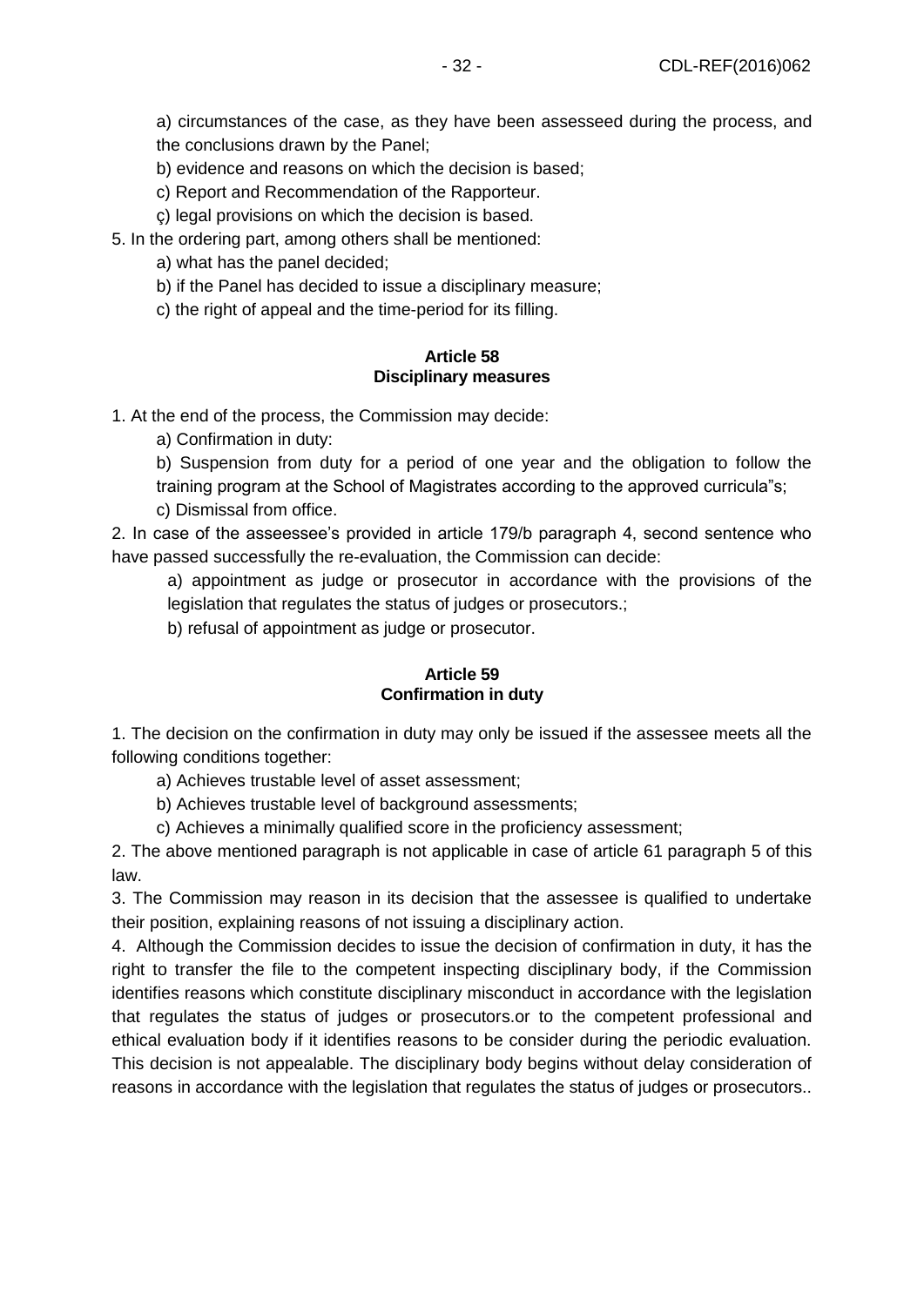a) circumstances of the case, as they have been assesseed during the process, and the conclusions drawn by the Panel;

b) evidence and reasons on which the decision is based;

c) Report and Recommendation of the Rapporteur.

ç) legal provisions on which the decision is based.

5. In the ordering part, among others shall be mentioned:

a) what has the panel decided;

b) if the Panel has decided to issue a disciplinary measure;

c) the right of appeal and the time-period for its filling.

#### Article 58
#### Disciplinary measures

1. At the end of the process, the Commission may decide:

a) Confirmation in duty:

b) Suspension from duty for a period of one year and the obligation to follow the training program at the School of Magistrates according to the approved curricula"s;

c) Dismissal from office.

2. In case of the asseessee's provided in article 179/b paragraph 4, second sentence who have passed successfully the re-evaluation, the Commission can decide:

a) appointment as judge or prosecutor in accordance with the provisions of the legislation that regulates the status of judges or prosecutors.;

b) refusal of appointment as judge or prosecutor.

#### Article 59
#### Confirmation in duty

1. The decision on the confirmation in duty may only be issued if the assessee meets all the following conditions together:

a) Achieves trustable level of asset assessment;

b) Achieves trustable level of background assessments;

c) Achieves a minimally qualified score in the proficiency assessment;

2. The above mentioned paragraph is not applicable in case of article 61 paragraph 5 of this law.

3. The Commission may reason in its decision that the assessee is qualified to undertake their position, explaining reasons of not issuing a disciplinary action.

4. Although the Commission decides to issue the decision of confirmation in duty, it has the right to transfer the file to the competent inspecting disciplinary body, if the Commission identifies reasons which constitute disciplinary misconduct in accordance with the legislation that regulates the status of judges or prosecutors.or to the competent professional and ethical evaluation body if it identifies reasons to be consider during the periodic evaluation. This decision is not appealable. The disciplinary body begins without delay consideration of reasons in accordance with the legislation that regulates the status of judges or prosecutors..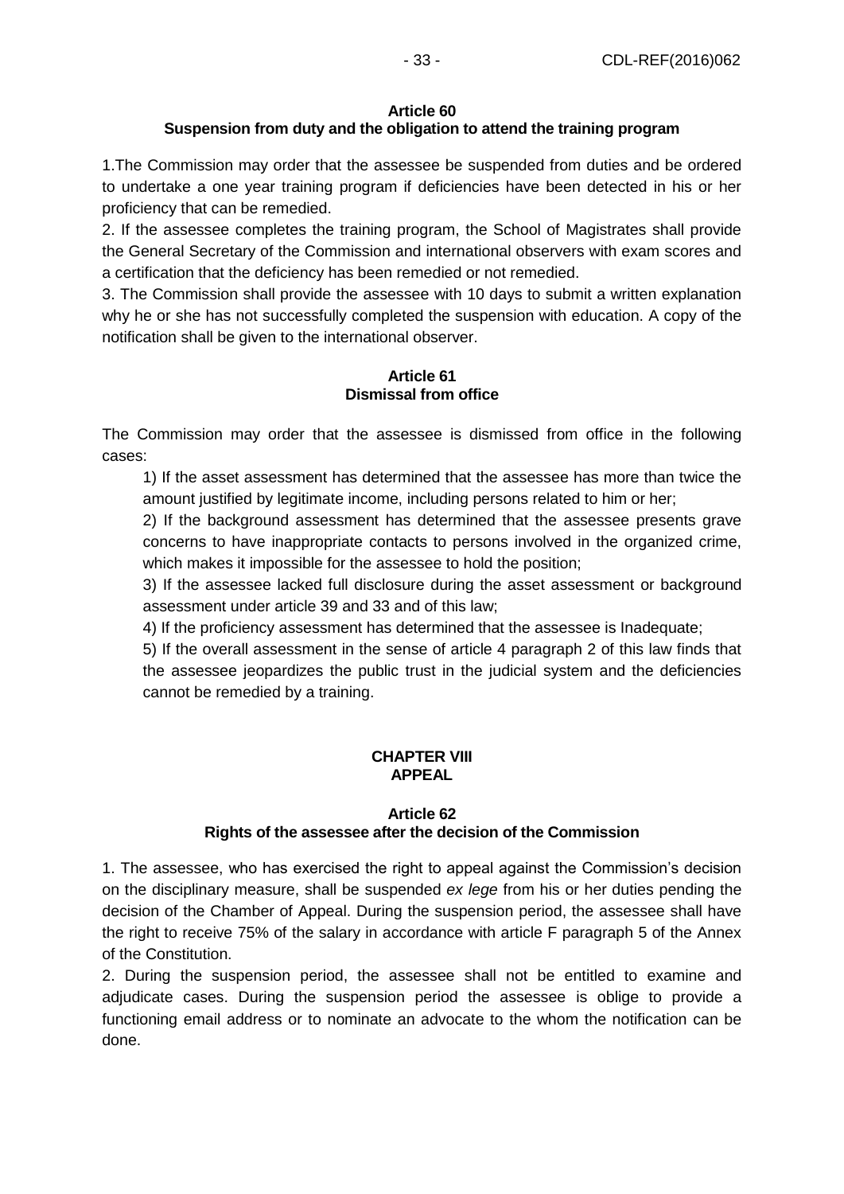**Article 60**
**Suspension from duty and the obligation to attend the training program**

1.The Commission may order that the assessee be suspended from duties and be ordered to undertake a one year training program if deficiencies have been detected in his or her proficiency that can be remedied.

2. If the assessee completes the training program, the School of Magistrates shall provide the General Secretary of the Commission and international observers with exam scores and a certification that the deficiency has been remedied or not remedied.

3. The Commission shall provide the assessee with 10 days to submit a written explanation why he or she has not successfully completed the suspension with education. A copy of the notification shall be given to the international observer.

**Article 61**
**Dismissal from office**

The Commission may order that the assessee is dismissed from office in the following cases:

1) If the asset assessment has determined that the assessee has more than twice the amount justified by legitimate income, including persons related to him or her;

2) If the background assessment has determined that the assessee presents grave concerns to have inappropriate contacts to persons involved in the organized crime, which makes it impossible for the assessee to hold the position;

3) If the assessee lacked full disclosure during the asset assessment or background assessment under article 39 and 33 and of this law;

4) If the proficiency assessment has determined that the assessee is Inadequate;

5) If the overall assessment in the sense of article 4 paragraph 2 of this law finds that the assessee jeopardizes the public trust in the judicial system and the deficiencies cannot be remedied by a training.

## CHAPTER VIII
## APPEAL

**Article 62**
**Rights of the assessee after the decision of the Commission**

1. The assessee, who has exercised the right to appeal against the Commission's decision on the disciplinary measure, shall be suspended *ex lege* from his or her duties pending the decision of the Chamber of Appeal. During the suspension period, the assessee shall have the right to receive 75% of the salary in accordance with article F paragraph 5 of the Annex of the Constitution.

2. During the suspension period, the assessee shall not be entitled to examine and adjudicate cases. During the suspension period the assessee is oblige to provide a functioning email address or to nominate an advocate to the whom the notification can be done.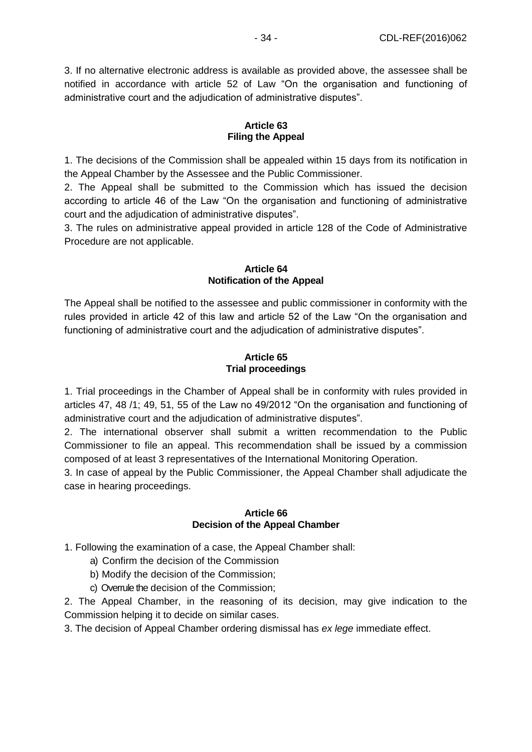3. If no alternative electronic address is available as provided above, the assessee shall be notified in accordance with article 52 of Law "On the organisation and functioning of administrative court and the adjudication of administrative disputes".

### Article 63
### Filing the Appeal

1. The decisions of the Commission shall be appealed within 15 days from its notification in the Appeal Chamber by the Assessee and the Public Commissioner.
2. The Appeal shall be submitted to the Commission which has issued the decision according to article 46 of the Law "On the organisation and functioning of administrative court and the adjudication of administrative disputes".
3. The rules on administrative appeal provided in article 128 of the Code of Administrative Procedure are not applicable.

### Article 64
### Notification of the Appeal

The Appeal shall be notified to the assessee and public commissioner in conformity with the rules provided in article 42 of this law and article 52 of the Law "On the organisation and functioning of administrative court and the adjudication of administrative disputes".

### Article 65
### Trial proceedings

1. Trial proceedings in the Chamber of Appeal shall be in conformity with rules provided in articles 47, 48 /1; 49, 51, 55 of the Law no 49/2012 "On the organisation and functioning of administrative court and the adjudication of administrative disputes".
2. The international observer shall submit a written recommendation to the Public Commissioner to file an appeal. This recommendation shall be issued by a commission composed of at least 3 representatives of the International Monitoring Operation.
3. In case of appeal by the Public Commissioner, the Appeal Chamber shall adjudicate the case in hearing proceedings.

### Article 66
### Decision of the Appeal Chamber

1. Following the examination of a case, the Appeal Chamber shall:
   a) Confirm the decision of the Commission
   b) Modify the decision of the Commission;
   c) Overrule the decision of the Commission;
2. The Appeal Chamber, in the reasoning of its decision, may give indication to the Commission helping it to decide on similar cases.
3. The decision of Appeal Chamber ordering dismissal has *ex lege* immediate effect.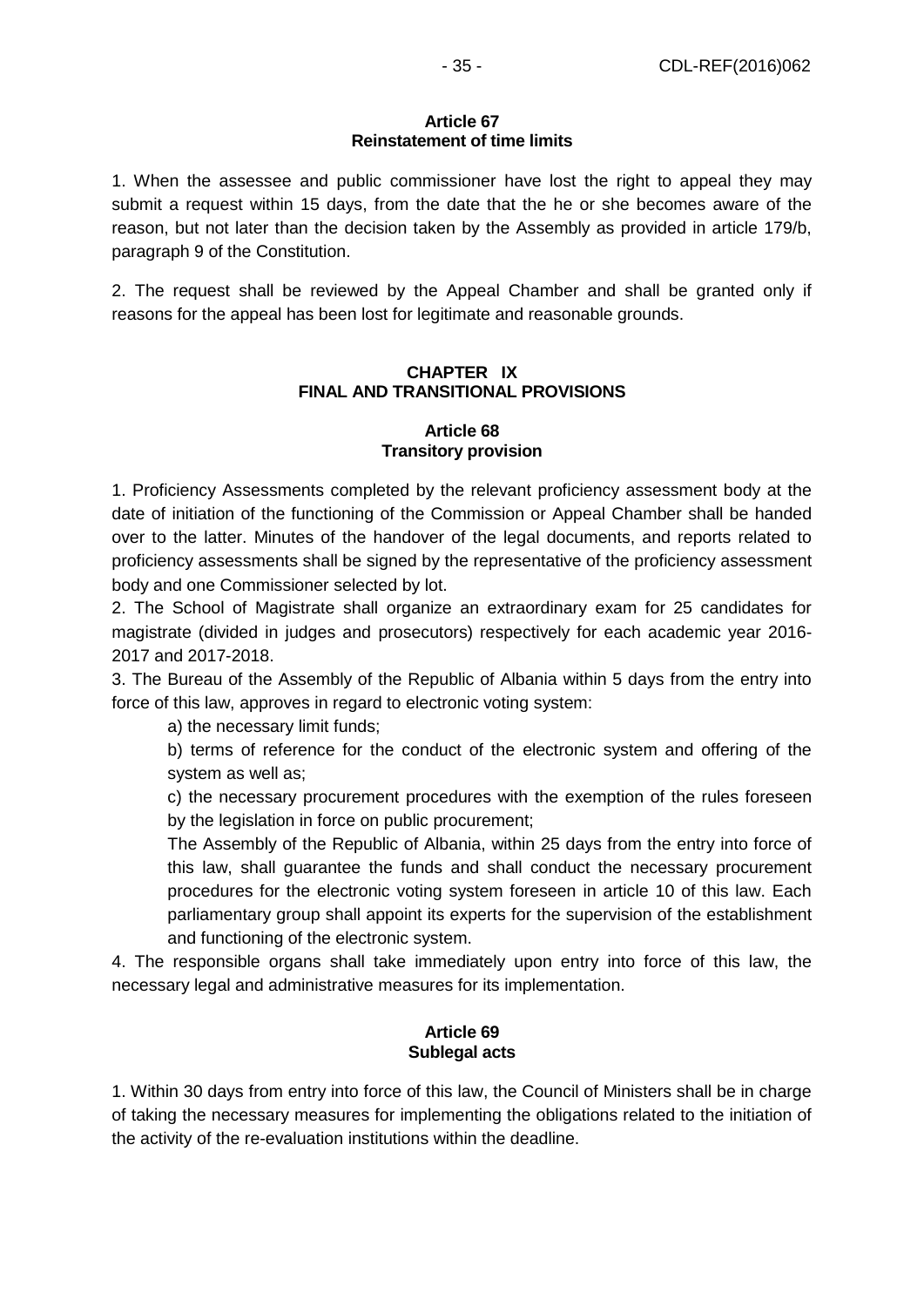**Article 67**
**Reinstatement of time limits**

1. When the assessee and public commissioner have lost the right to appeal they may submit a request within 15 days, from the date that the he or she becomes aware of the reason, but not later than the decision taken by the Assembly as provided in article 179/b, paragraph 9 of the Constitution.

2. The request shall be reviewed by the Appeal Chamber and shall be granted only if reasons for the appeal has been lost for legitimate and reasonable grounds.

## CHAPTER IX
## FINAL AND TRANSITIONAL PROVISIONS

**Article 68**
**Transitory provision**

1. Proficiency Assessments completed by the relevant proficiency assessment body at the date of initiation of the functioning of the Commission or Appeal Chamber shall be handed over to the latter. Minutes of the handover of the legal documents, and reports related to proficiency assessments shall be signed by the representative of the proficiency assessment body and one Commissioner selected by lot.
2. The School of Magistrate shall organize an extraordinary exam for 25 candidates for magistrate (divided in judges and prosecutors) respectively for each academic year 2016-2017 and 2017-2018.
3. The Bureau of the Assembly of the Republic of Albania within 5 days from the entry into force of this law, approves in regard to electronic voting system:

   a) the necessary limit funds;

   b) terms of reference for the conduct of the electronic system and offering of the system as well as;

   c) the necessary procurement procedures with the exemption of the rules foreseen by the legislation in force on public procurement;

   The Assembly of the Republic of Albania, within 25 days from the entry into force of this law, shall guarantee the funds and shall conduct the necessary procurement procedures for the electronic voting system foreseen in article 10 of this law. Each parliamentary group shall appoint its experts for the supervision of the establishment and functioning of the electronic system.
4. The responsible organs shall take immediately upon entry into force of this law, the necessary legal and administrative measures for its implementation.

**Article 69**
**Sublegal acts**

1. Within 30 days from entry into force of this law, the Council of Ministers shall be in charge of taking the necessary measures for implementing the obligations related to the initiation of the activity of the re-evaluation institutions within the deadline.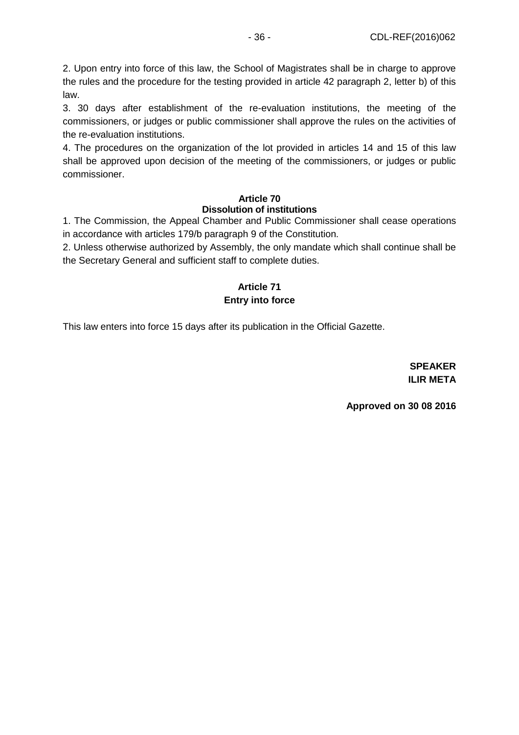2. Upon entry into force of this law, the School of Magistrates shall be in charge to approve the rules and the procedure for the testing provided in article 42 paragraph 2, letter b) of this law.

3. 30 days after establishment of the re-evaluation institutions, the meeting of the commissioners, or judges or public commissioner shall approve the rules on the activities of the re-evaluation institutions.

4. The procedures on the organization of the lot provided in articles 14 and 15 of this law shall be approved upon decision of the meeting of the commissioners, or judges or public commissioner.

### Article 70
### Dissolution of institutions

1. The Commission, the Appeal Chamber and Public Commissioner shall cease operations in accordance with articles 179/b paragraph 9 of the Constitution.

2. Unless otherwise authorized by Assembly, the only mandate which shall continue shall be the Secretary General and sufficient staff to complete duties.

### Article 71
### Entry into force

This law enters into force 15 days after its publication in the Official Gazette.

**SPEAKER**
**ILIR META**

**Approved on 30 08 2016**